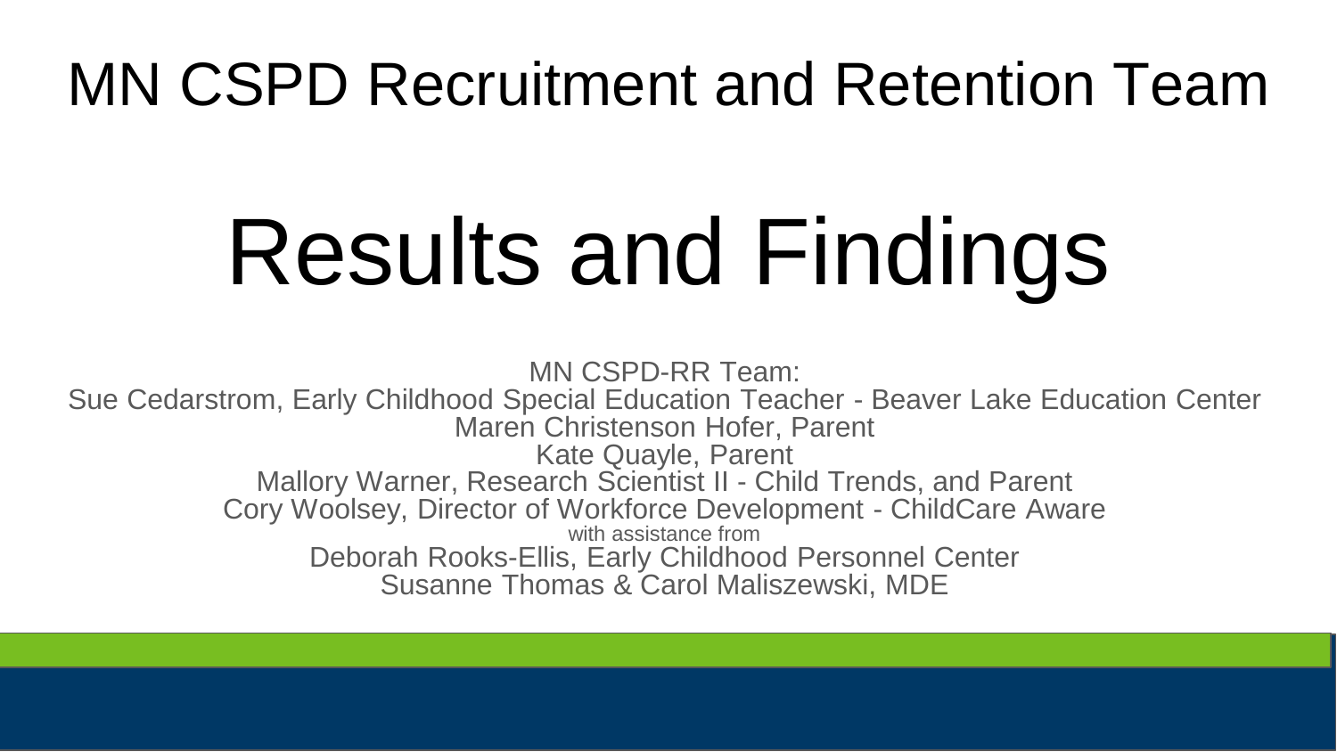# MN CSPD Recruitment and Retention Team

# Results and Findings

MN CSPD-RR Team:
Sue Cedarstrom, Early Childhood Special Education Teacher - Beaver Lake Education Center
Maren Christenson Hofer, Parent
Kate Quayle, Parent
Mallory Warner, Research Scientist II - Child Trends, and Parent
Cory Woolsey, Director of Workforce Development - ChildCare Aware
with assistance from
Deborah Rooks-Ellis, Early Childhood Personnel Center
Susanne Thomas & Carol Maliszewski, MDE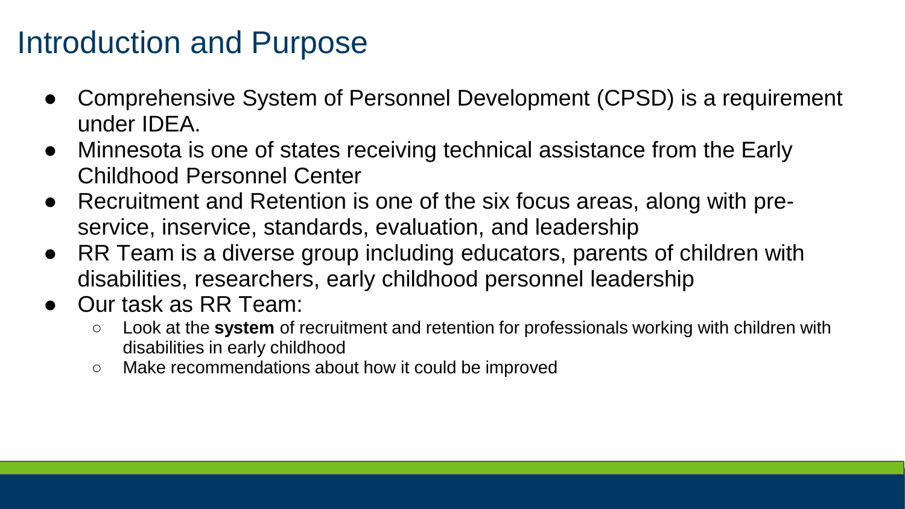# Introduction and Purpose

- Comprehensive System of Personnel Development (CPSD) is a requirement under IDEA.
- Minnesota is one of states receiving technical assistance from the Early Childhood Personnel Center
- Recruitment and Retention is one of the six focus areas, along with pre-service, inservice, standards, evaluation, and leadership
- RR Team is a diverse group including educators, parents of children with disabilities, researchers, early childhood personnel leadership
- Our task as RR Team:
  - Look at the **system** of recruitment and retention for professionals working with children with disabilities in early childhood
  - Make recommendations about how it could be improved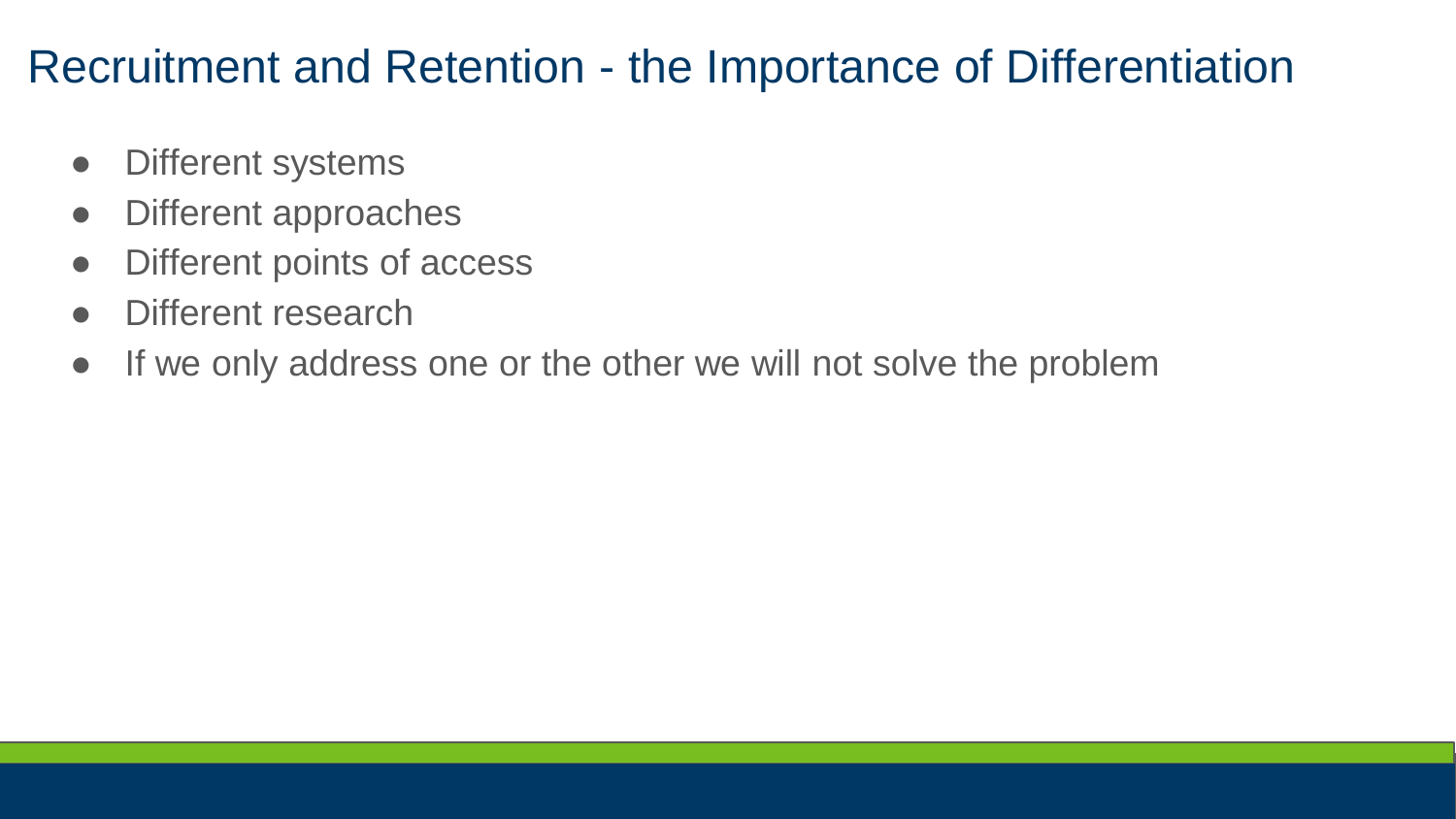# Recruitment and Retention - the Importance of Differentiation

- Different systems
- Different approaches
- Different points of access
- Different research
- If we only address one or the other we will not solve the problem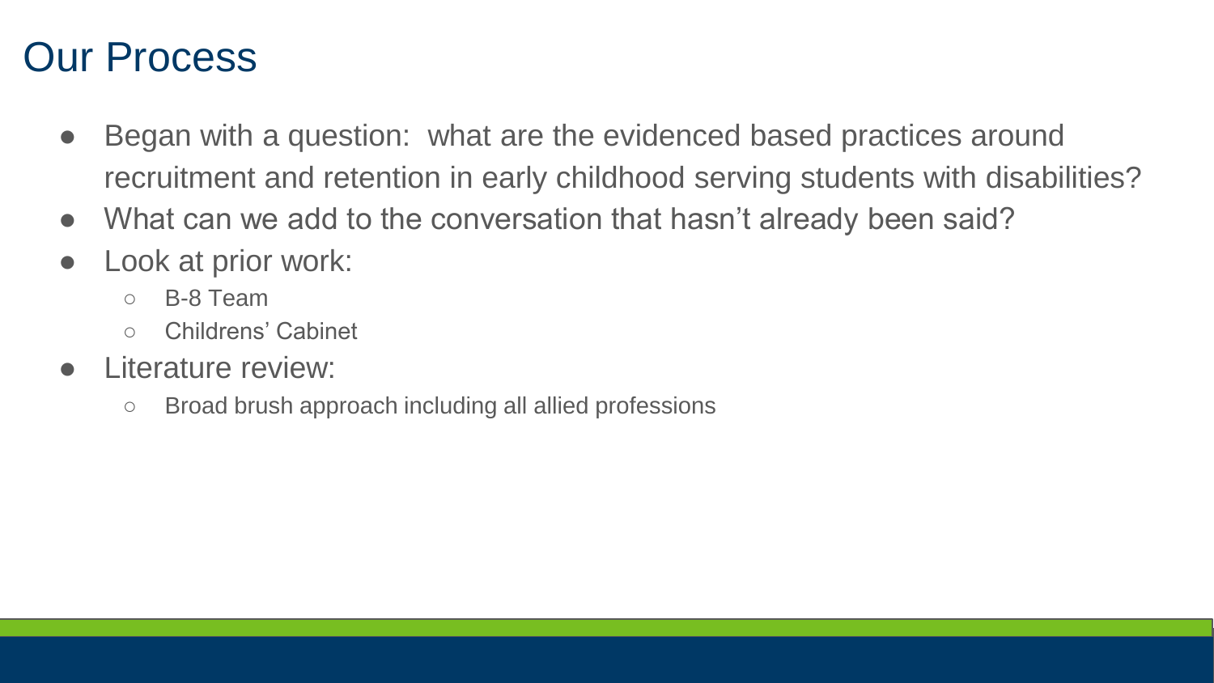# Our Process

- Began with a question:  what are the evidenced based practices around recruitment and retention in early childhood serving students with disabilities?
- What can we add to the conversation that hasn't already been said?
- Look at prior work:
  - B-8 Team
  - Childrens' Cabinet
- Literature review:
  - Broad brush approach including all allied professions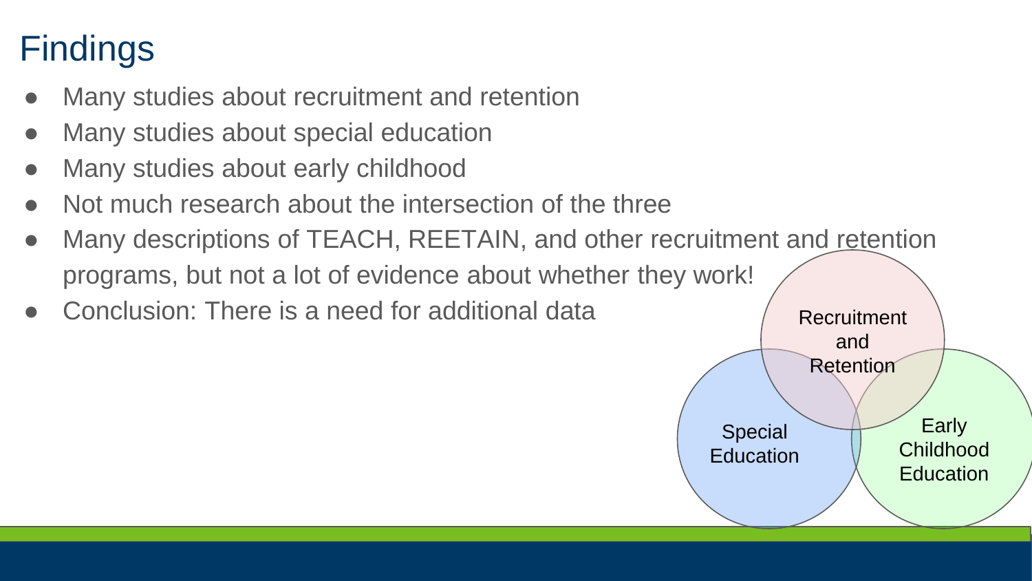# Findings

- Many studies about recruitment and retention
- Many studies about special education
- Many studies about early childhood
- Not much research about the intersection of the three
- Many descriptions of TEACH, REETAIN, and other recruitment and retention programs, but not a lot of evidence about whether they work!
- Conclusion: There is a need for additional data

Recruitment and Retention

Special Education

Early Childhood Education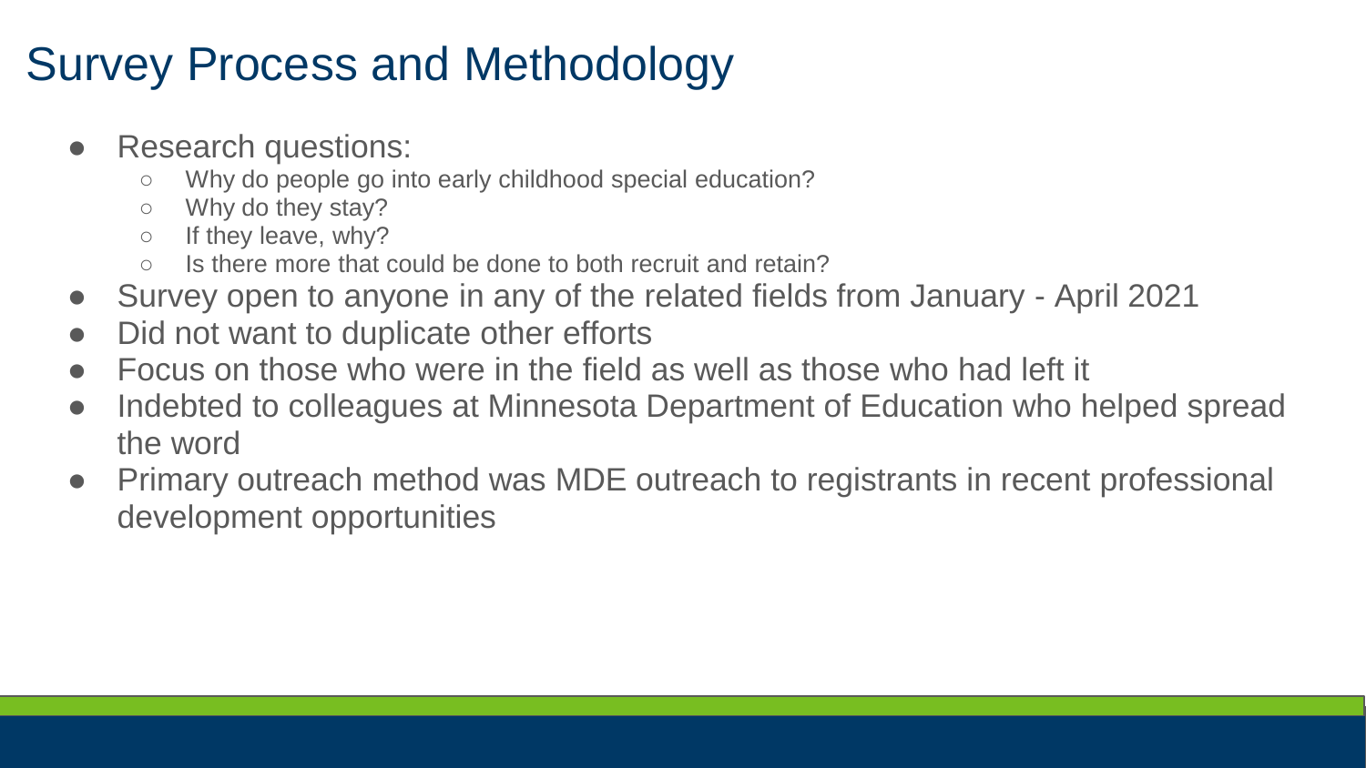# Survey Process and Methodology

- Research questions:
  - Why do people go into early childhood special education?
  - Why do they stay?
  - If they leave, why?
  - Is there more that could be done to both recruit and retain?
- Survey open to anyone in any of the related fields from January - April 2021
- Did not want to duplicate other efforts
- Focus on those who were in the field as well as those who had left it
- Indebted to colleagues at Minnesota Department of Education who helped spread the word
- Primary outreach method was MDE outreach to registrants in recent professional development opportunities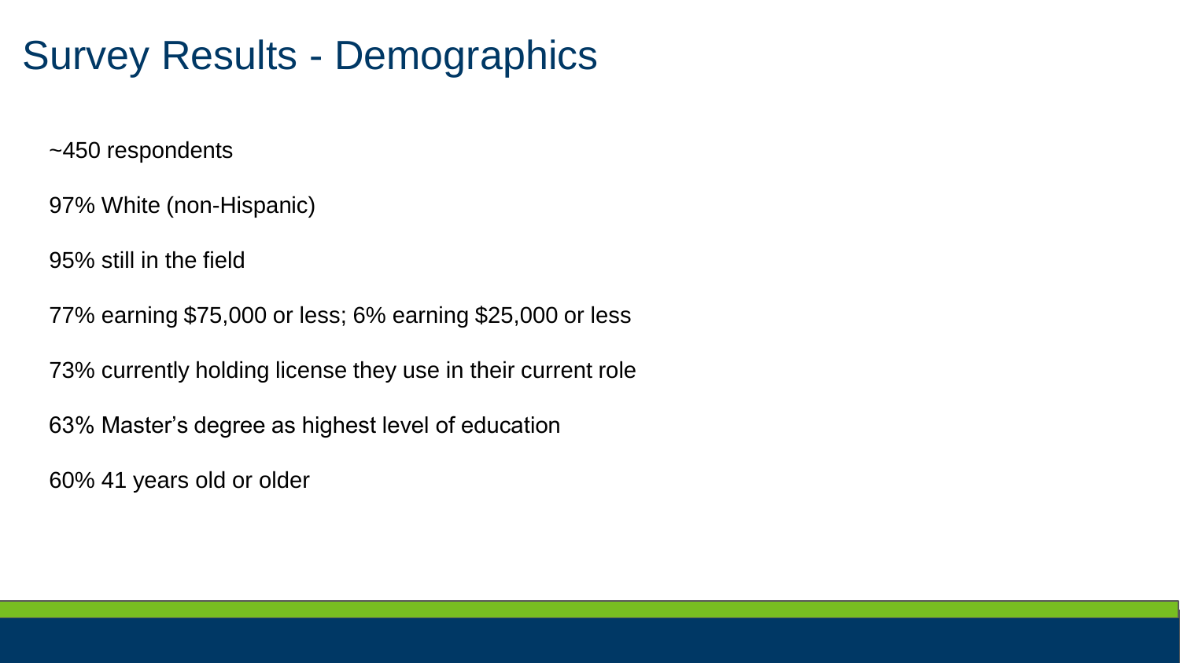# Survey Results - Demographics

~450 respondents

97% White (non-Hispanic)

95% still in the field

77% earning $75,000 or less; 6% earning $25,000 or less

73% currently holding license they use in their current role

63% Master's degree as highest level of education

60% 41 years old or older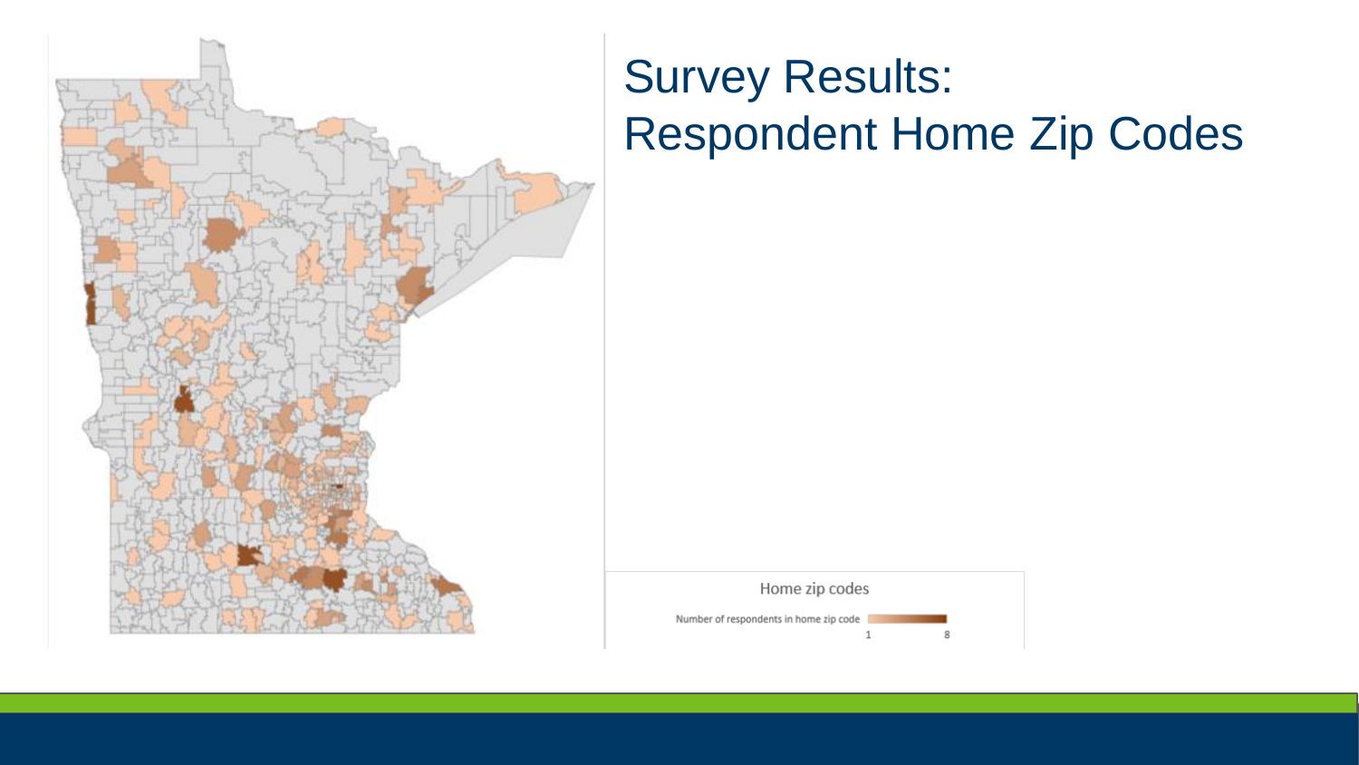# Survey Results: Respondent Home Zip Codes

Home zip codes

Number of respondents in home zip code

1 8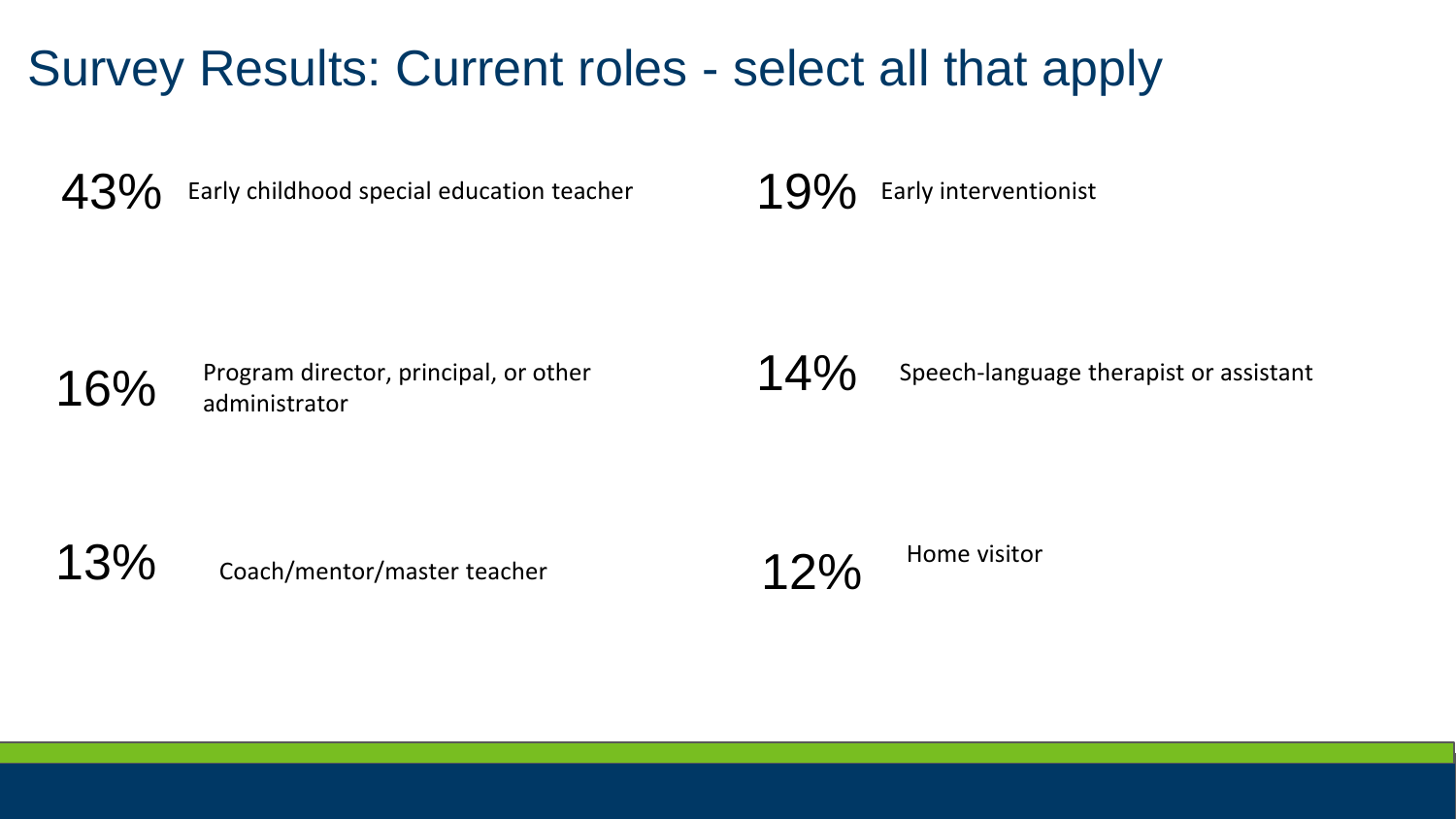# Survey Results: Current roles - select all that apply

- 43% Early childhood special education teacher
- 19% Early interventionist
- 16% Program director, principal, or other administrator
- 14% Speech-language therapist or assistant
- 13% Coach/mentor/master teacher
- 12% Home visitor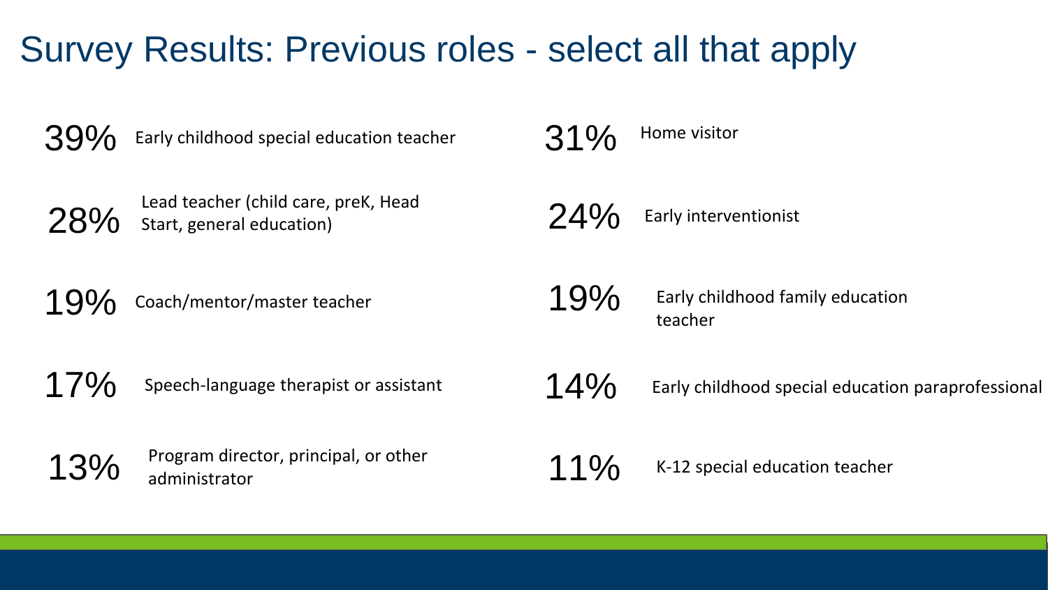# Survey Results: Previous roles - select all that apply

- 39% Early childhood special education teacher
- 28% Lead teacher (child care, preK, Head Start, general education)
- 19% Coach/mentor/master teacher
- 17% Speech-language therapist or assistant
- 13% Program director, principal, or other administrator
- 31% Home visitor
- 24% Early interventionist
- 19% Early childhood family education teacher
- 14% Early childhood special education paraprofessional
- 11% K-12 special education teacher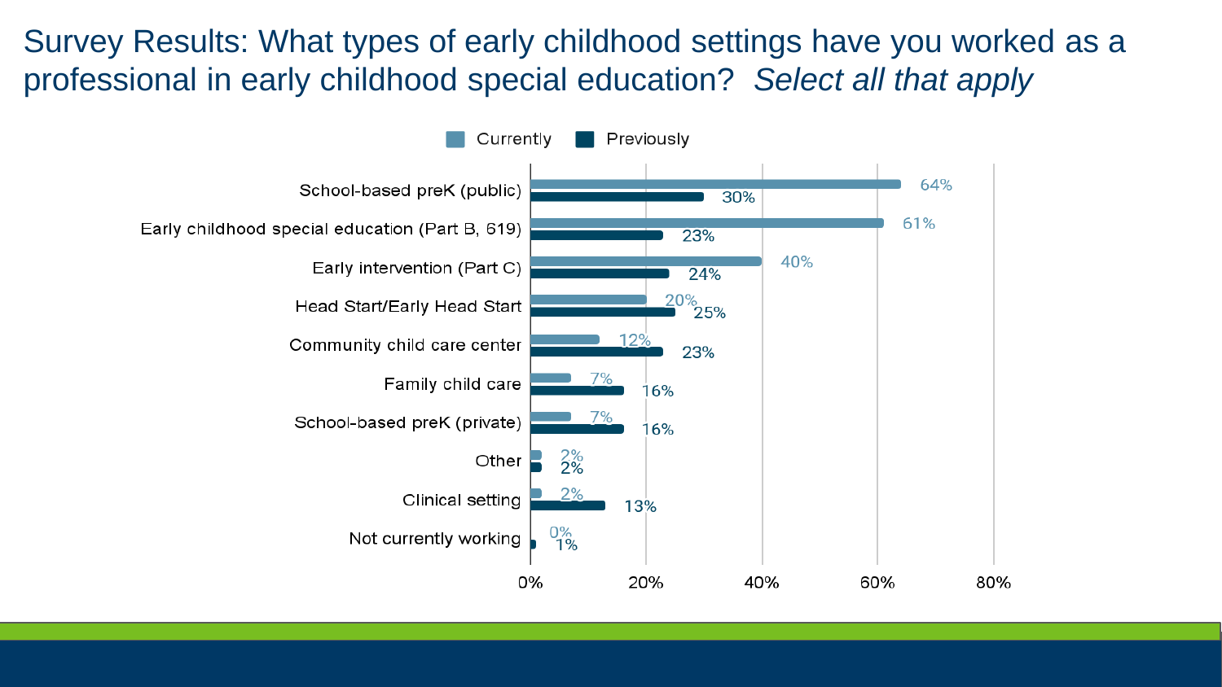# Survey Results: What types of early childhood settings have you worked as a professional in early childhood special education? *Select all that apply*

| Setting | Currently | Previously |
|---|---|---|
| School-based preK (public) | 64% | 30% |
| Early childhood special education (Part B, 619) | 61% | 23% |
| Early intervention (Part C) | 40% | 24% |
| Head Start/Early Head Start | 20% | 25% |
| Community child care center | 12% | 23% |
| Family child care | 7% | 16% |
| School-based preK (private) | 7% | 16% |
| Other | 2% | 2% |
| Clinical setting | 2% | 13% |
| Not currently working | 0% | 1% |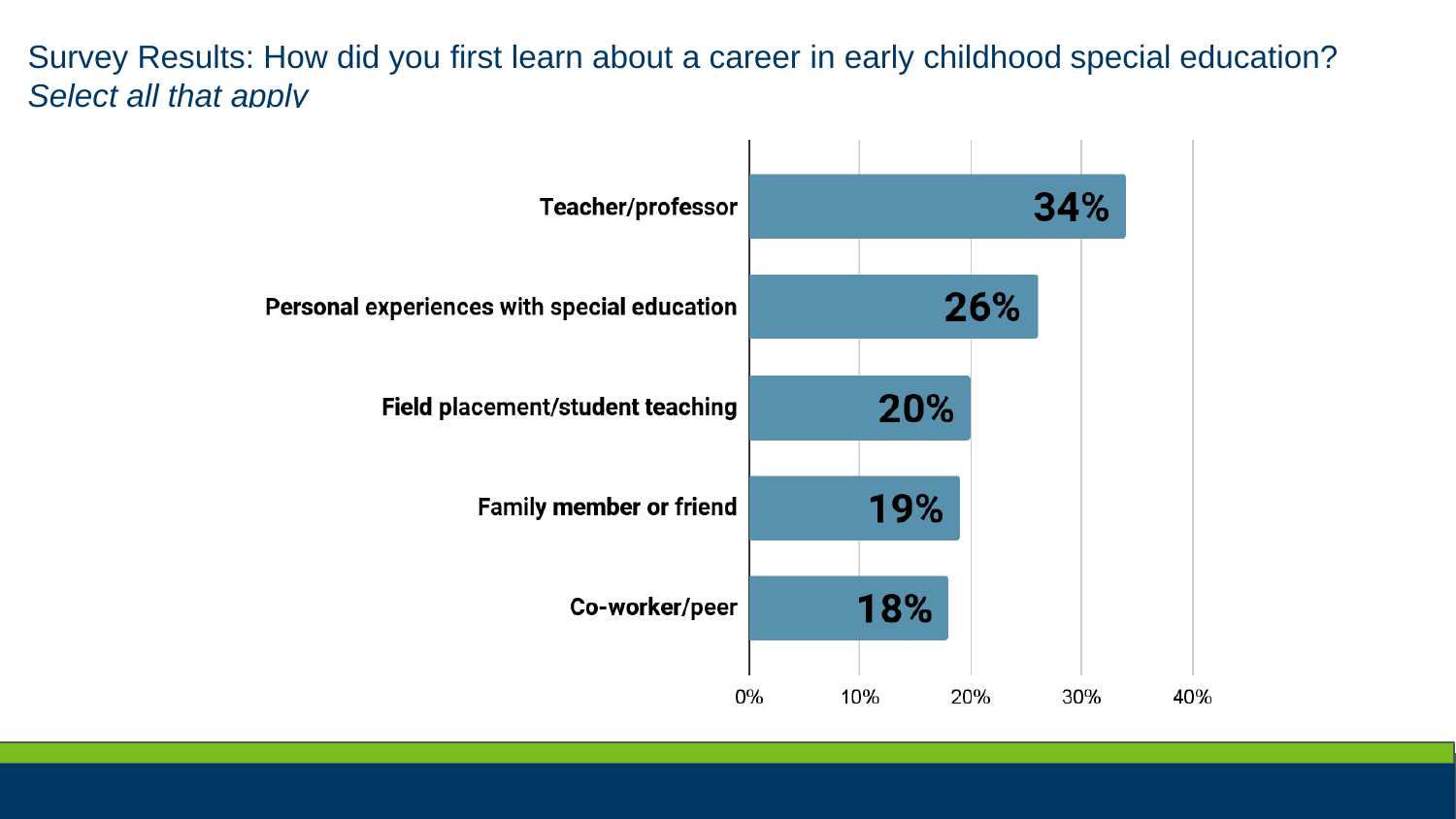# Survey Results: How did you first learn about a career in early childhood special education? *Select all that apply*

| Source | Percent |
| --- | --- |
| Teacher/professor | 34% |
| Personal experiences with special education | 26% |
| Field placement/student teaching | 20% |
| Family member or friend | 19% |
| Co-worker/peer | 18% |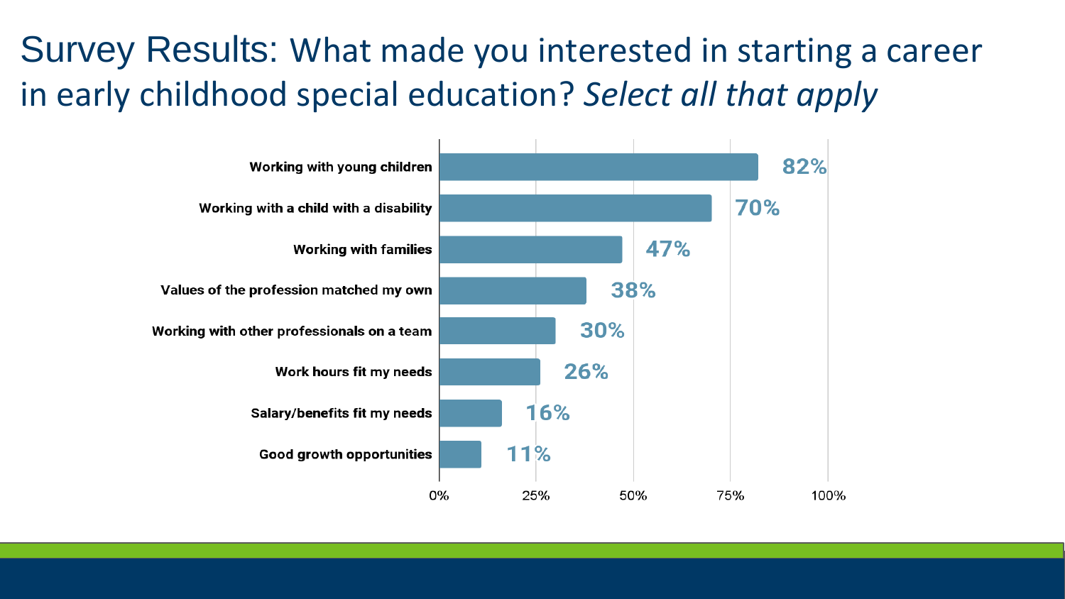# Survey Results: What made you interested in starting a career in early childhood special education? *Select all that apply*

| Reason | Percentage |
| --- | --- |
| Working with young children | 82% |
| Working with a child with a disability | 70% |
| Working with families | 47% |
| Values of the profession matched my own | 38% |
| Working with other professionals on a team | 30% |
| Work hours fit my needs | 26% |
| Salary/benefits fit my needs | 16% |
| Good growth opportunities | 11% |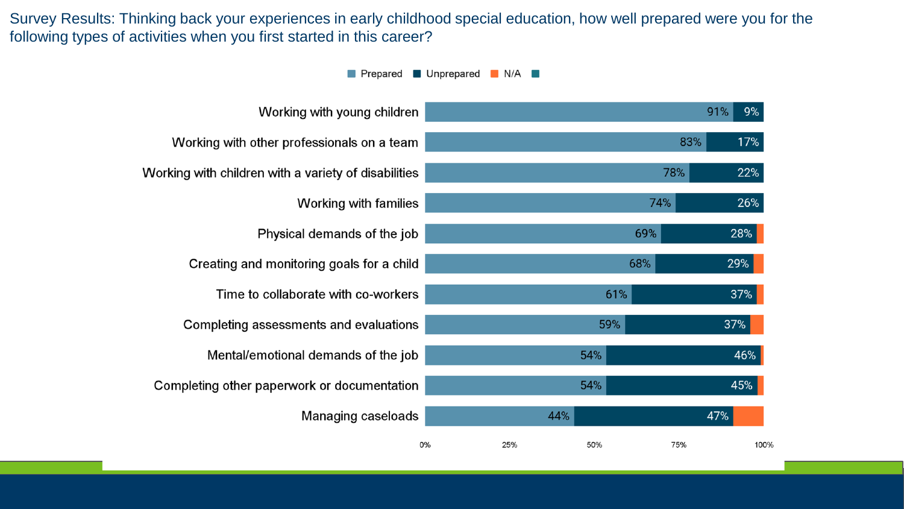Survey Results: Thinking back your experiences in early childhood special education, how well prepared were you for the following types of activities when you first started in this career?

| Activity | Prepared | Unprepared |
| --- | --- | --- |
| Working with young children | 91% | 9% |
| Working with other professionals on a team | 83% | 17% |
| Working with children with a variety of disabilities | 78% | 22% |
| Working with families | 74% | 26% |
| Physical demands of the job | 69% | 28% |
| Creating and monitoring goals for a child | 68% | 29% |
| Time to collaborate with co-workers | 61% | 37% |
| Completing assessments and evaluations | 59% | 37% |
| Mental/emotional demands of the job | 54% | 46% |
| Completing other paperwork or documentation | 54% | 45% |
| Managing caseloads | 44% | 47% |

Legend: Prepared, Unprepared, N/A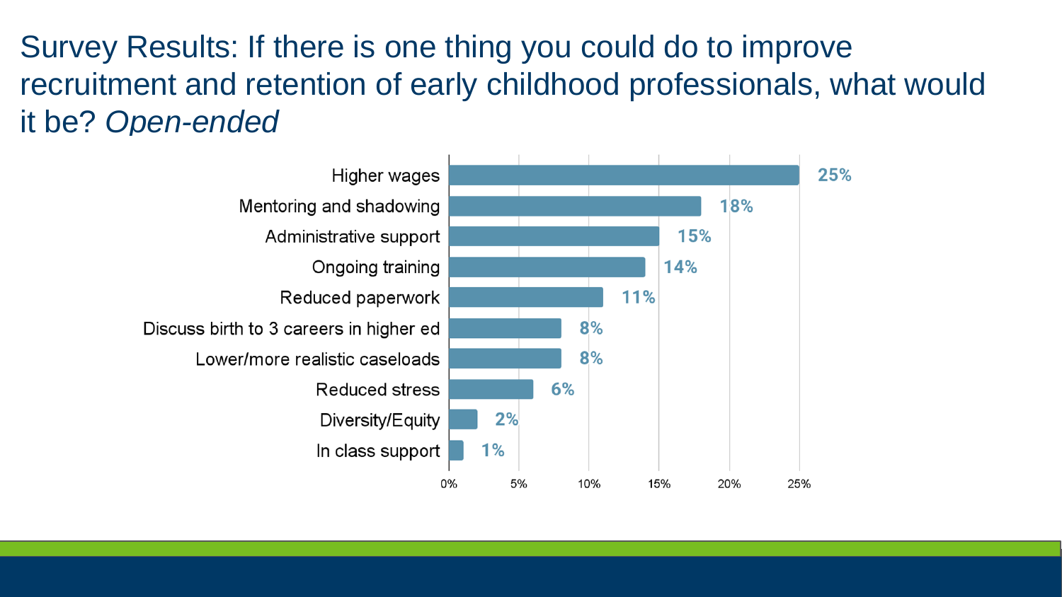# Survey Results: If there is one thing you could do to improve recruitment and retention of early childhood professionals, what would it be? *Open-ended*

| Response | Percentage |
|---|---|
| Higher wages | 25% |
| Mentoring and shadowing | 18% |
| Administrative support | 15% |
| Ongoing training | 14% |
| Reduced paperwork | 11% |
| Discuss birth to 3 careers in higher ed | 8% |
| Lower/more realistic caseloads | 8% |
| Reduced stress | 6% |
| Diversity/Equity | 2% |
| In class support | 1% |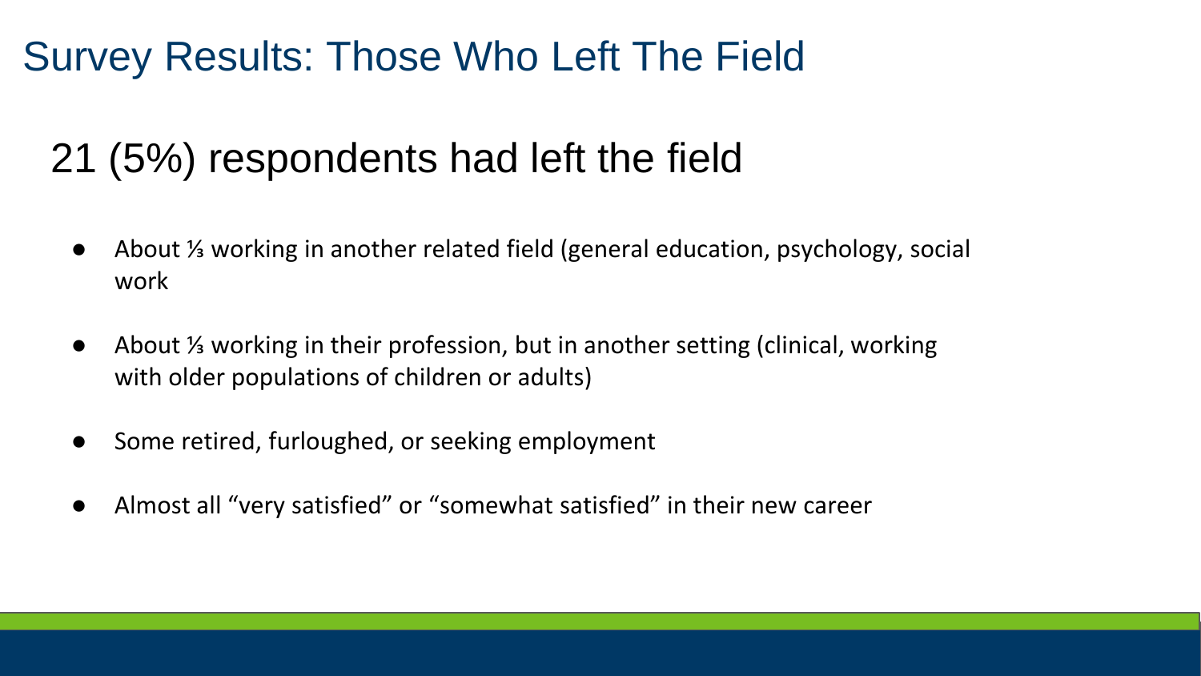# Survey Results: Those Who Left The Field

## 21 (5%) respondents had left the field

- About ⅓ working in another related field (general education, psychology, social work
- About ⅓ working in their profession, but in another setting (clinical, working with older populations of children or adults)
- Some retired, furloughed, or seeking employment
- Almost all “very satisfied” or “somewhat satisfied” in their new career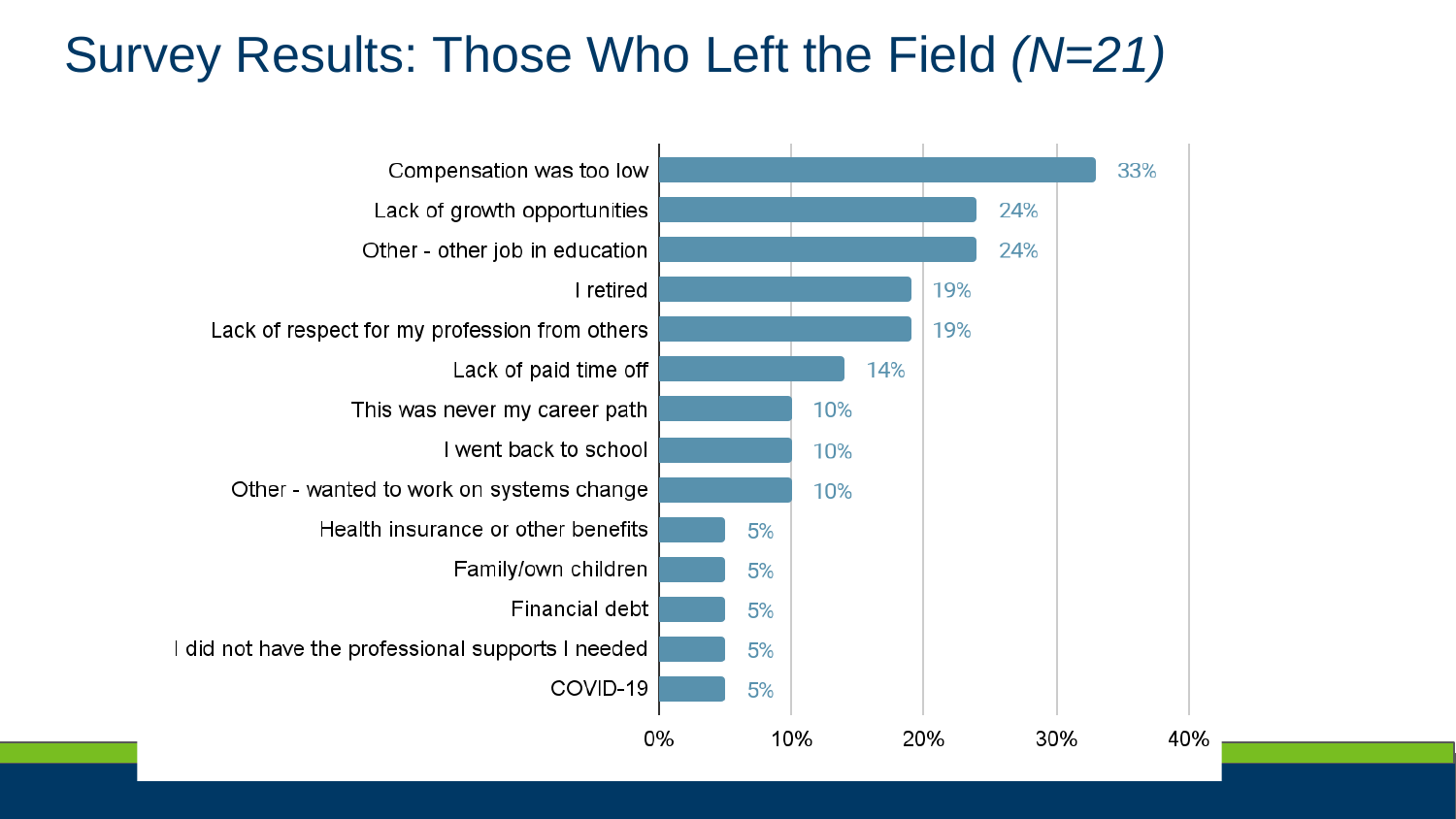# Survey Results: Those Who Left the Field *(N=21)*

| Reason | Percentage |
|---|---|
| Compensation was too low | 33% |
| Lack of growth opportunities | 24% |
| Other - other job in education | 24% |
| I retired | 19% |
| Lack of respect for my profession from others | 19% |
| Lack of paid time off | 14% |
| This was never my career path | 10% |
| I went back to school | 10% |
| Other - wanted to work on systems change | 10% |
| Health insurance or other benefits | 5% |
| Family/own children | 5% |
| Financial debt | 5% |
| I did not have the professional supports I needed | 5% |
| COVID-19 | 5% |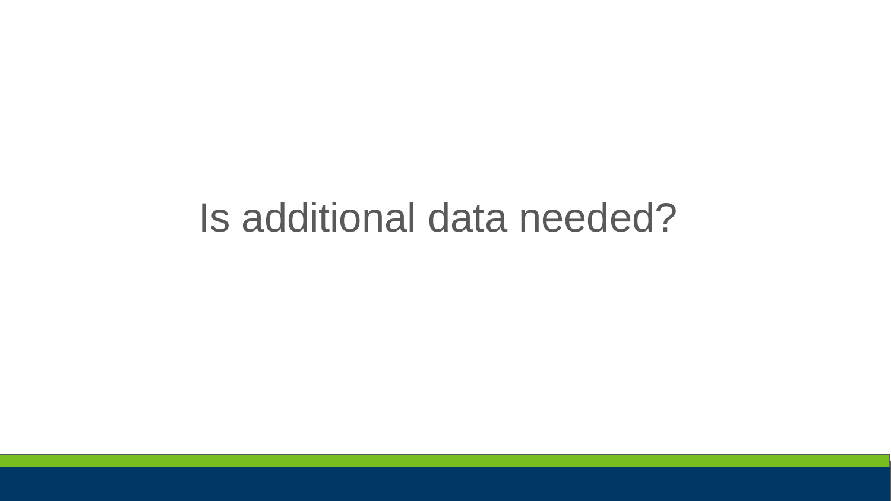# Is additional data needed?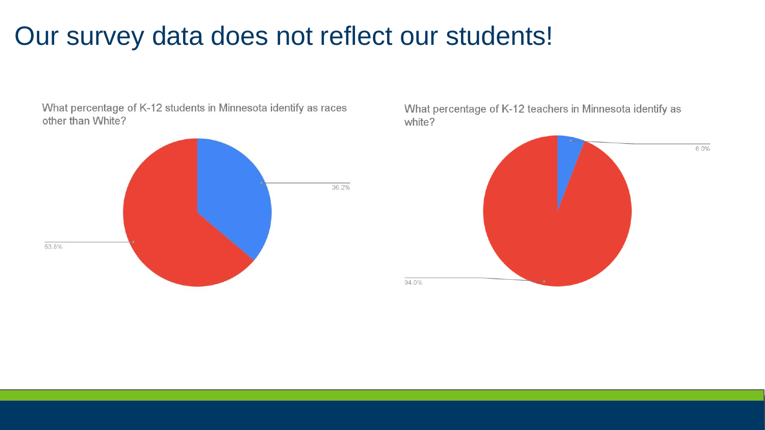# Our survey data does not reflect our students!

What percentage of K-12 students in Minnesota identify as races other than White?

36.2%

63.8%

What percentage of K-12 teachers in Minnesota identify as white?

6.0%

94.0%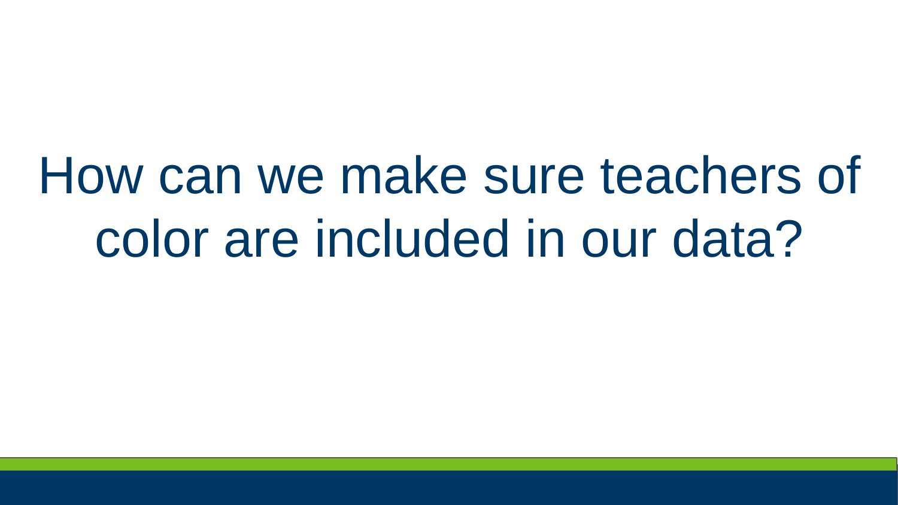# How can we make sure teachers of color are included in our data?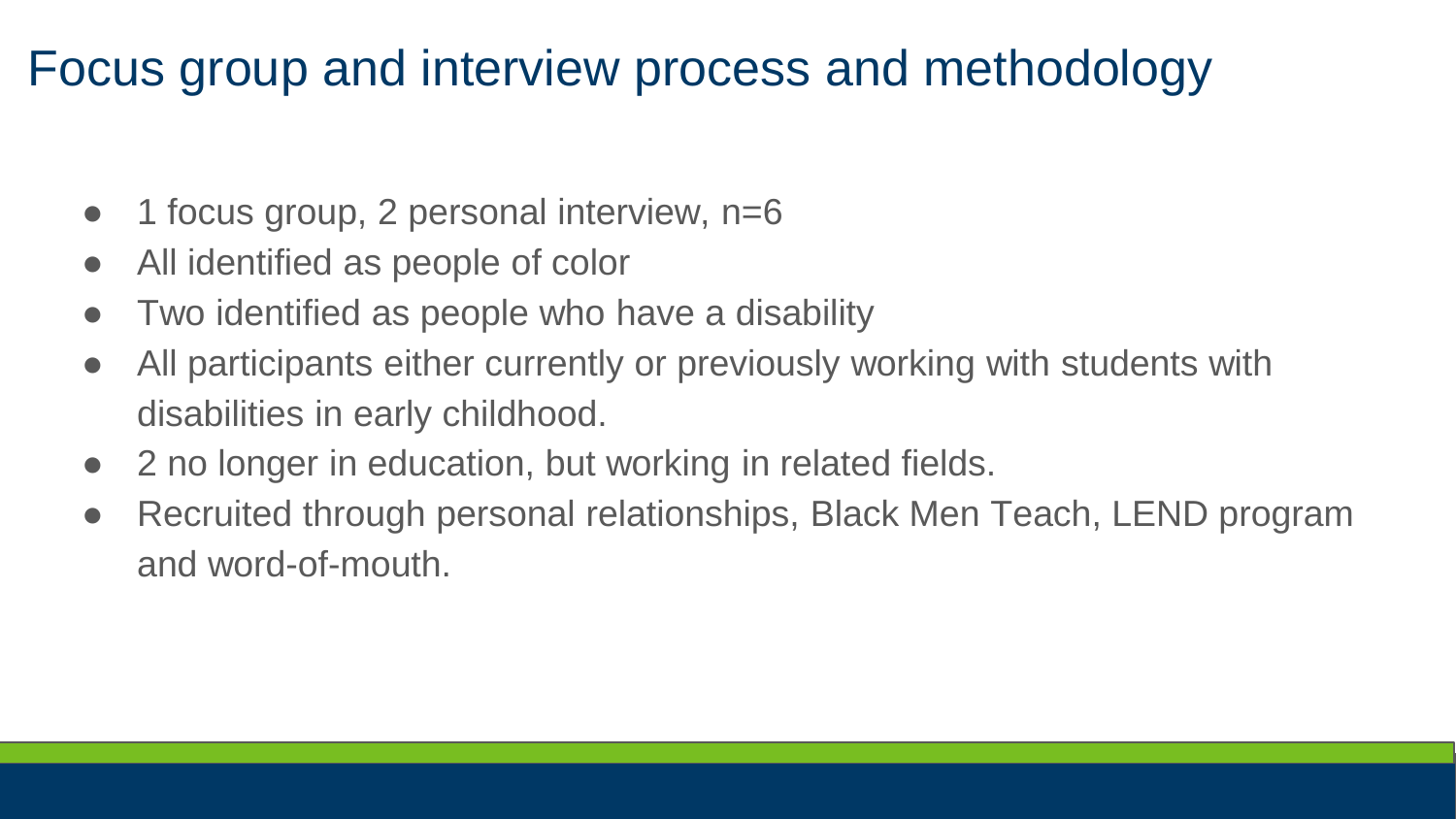# Focus group and interview process and methodology

- 1 focus group, 2 personal interview, n=6
- All identified as people of color
- Two identified as people who have a disability
- All participants either currently or previously working with students with disabilities in early childhood.
- 2 no longer in education, but working in related fields.
- Recruited through personal relationships, Black Men Teach, LEND program and word-of-mouth.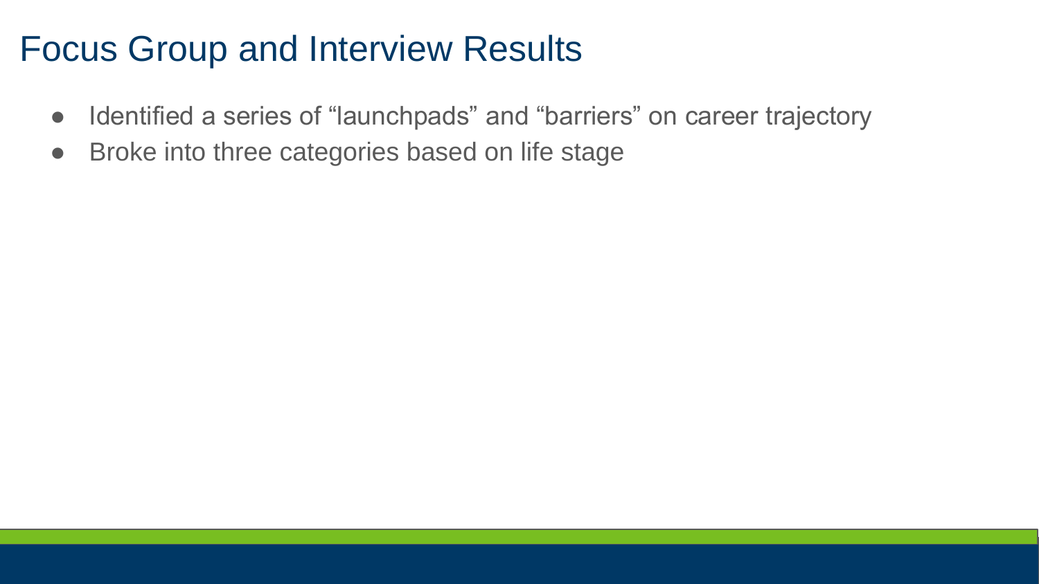# Focus Group and Interview Results

- Identified a series of “launchpads” and “barriers” on career trajectory
- Broke into three categories based on life stage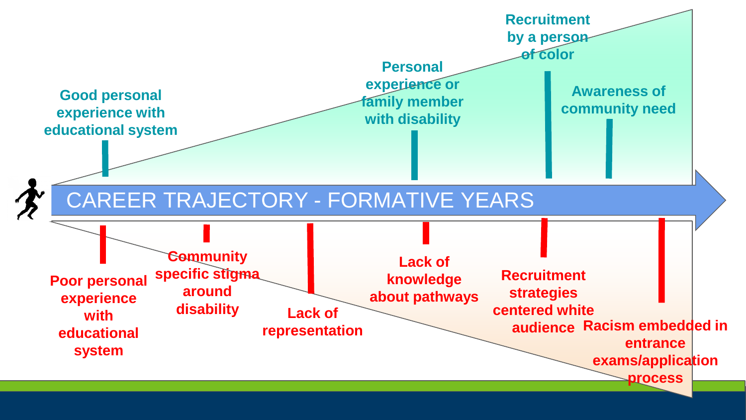# CAREER TRAJECTORY - FORMATIVE YEARS

**Supports:**

- Good personal experience with educational system
- Personal experience or family member with disability
- Recruitment by a person of color
- Awareness of community need

**Barriers:**

- Poor personal experience with educational system
- Community specific stigma around disability
- Lack of representation
- Lack of knowledge about pathways
- Recruitment strategies centered white audience
- Racism embedded in entrance exams/application process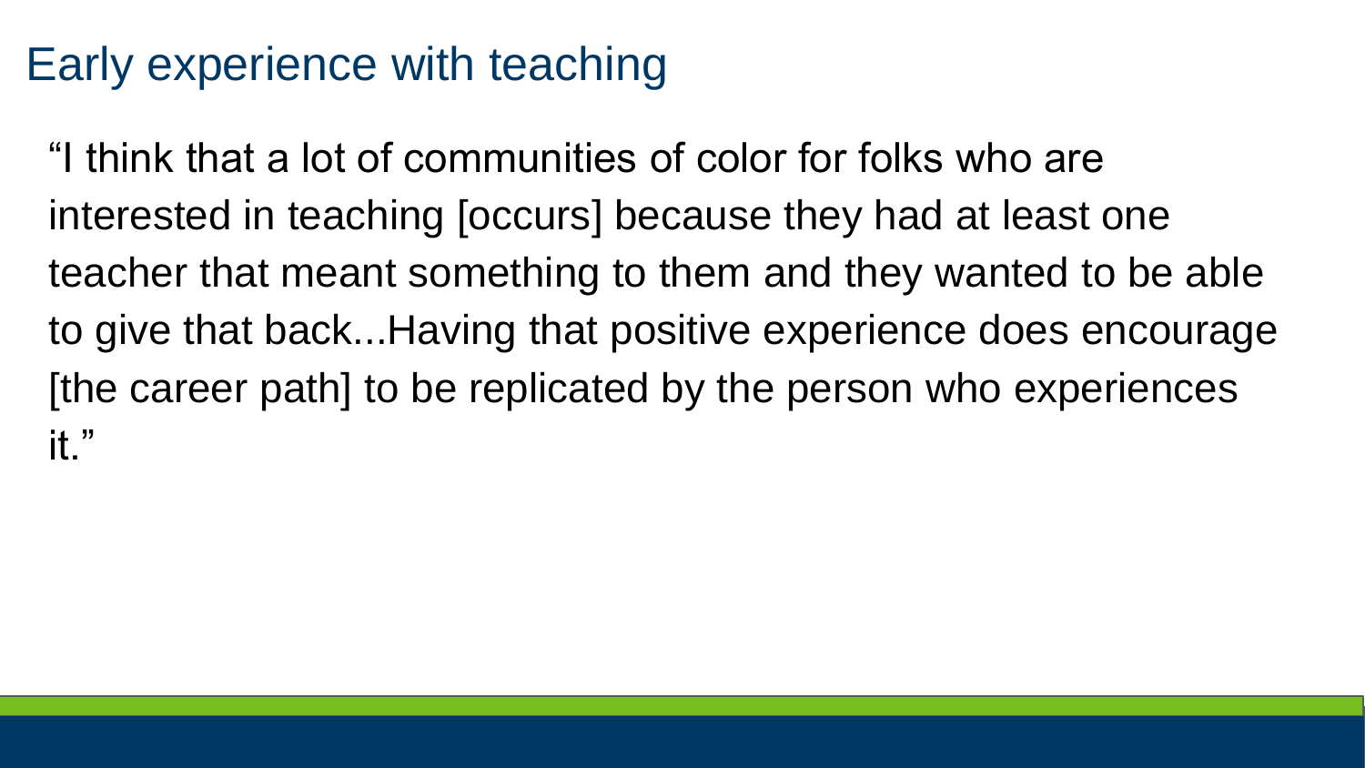# Early experience with teaching

"I think that a lot of communities of color for folks who are interested in teaching [occurs] because they had at least one teacher that meant something to them and they wanted to be able to give that back...Having that positive experience does encourage [the career path] to be replicated by the person who experiences it."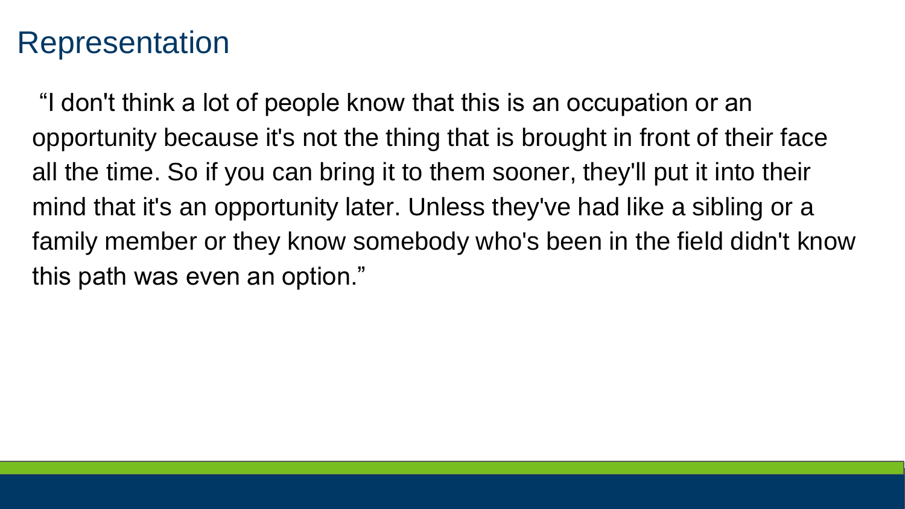# Representation

"I don't think a lot of people know that this is an occupation or an opportunity because it's not the thing that is brought in front of their face all the time. So if you can bring it to them sooner, they'll put it into their mind that it's an opportunity later. Unless they've had like a sibling or a family member or they know somebody who's been in the field didn't know this path was even an option."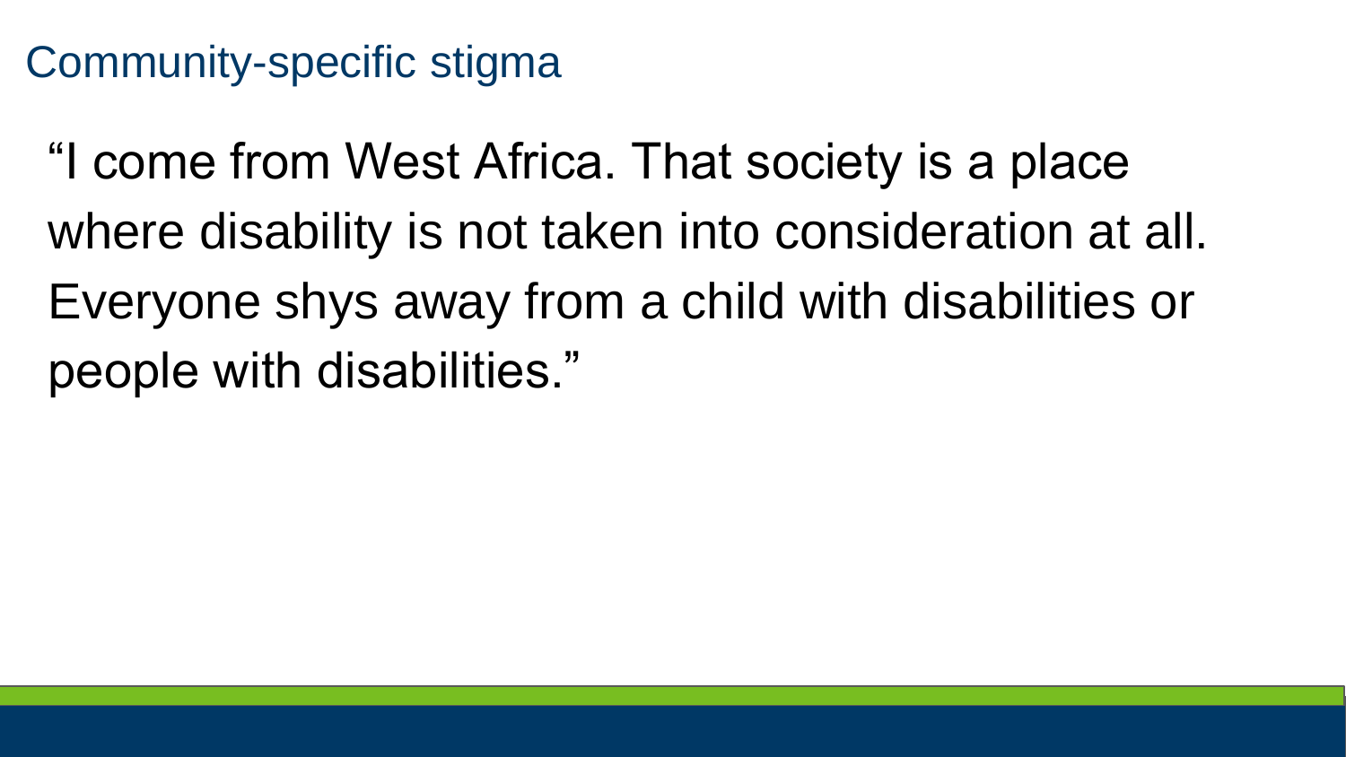## Community-specific stigma

"I come from West Africa. That society is a place where disability is not taken into consideration at all. Everyone shys away from a child with disabilities or people with disabilities."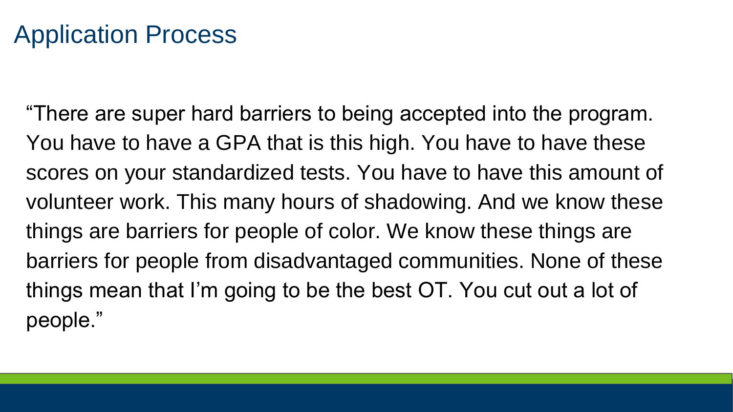# Application Process

"There are super hard barriers to being accepted into the program. You have to have a GPA that is this high. You have to have these scores on your standardized tests. You have to have this amount of volunteer work. This many hours of shadowing. And we know these things are barriers for people of color. We know these things are barriers for people from disadvantaged communities. None of these things mean that I'm going to be the best OT. You cut out a lot of people."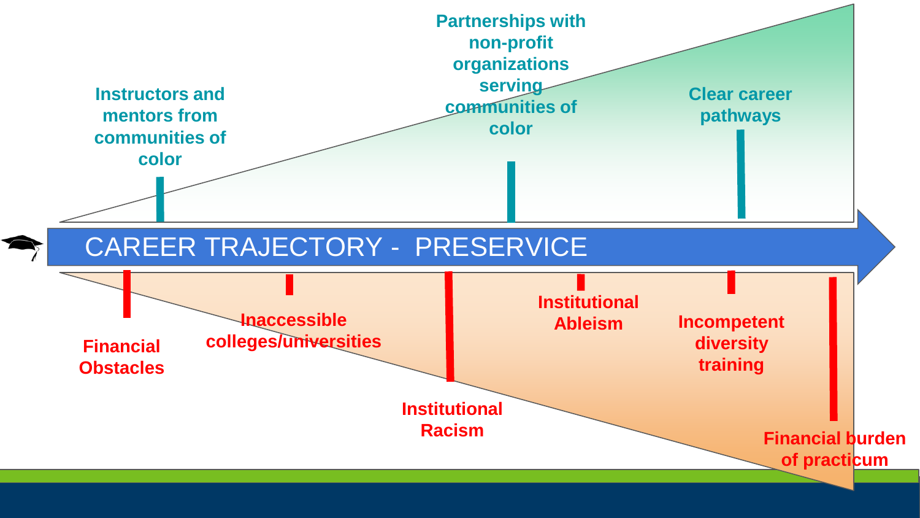# CAREER TRAJECTORY - PRESERVICE

**Instructors and mentors from communities of color**

**Partnerships with non-profit organizations serving communities of color**

**Clear career pathways**

**Financial Obstacles**

**Inaccessible colleges/universities**

**Institutional Racism**

**Institutional Ableism**

**Incompetent diversity training**

**Financial burden of practicum**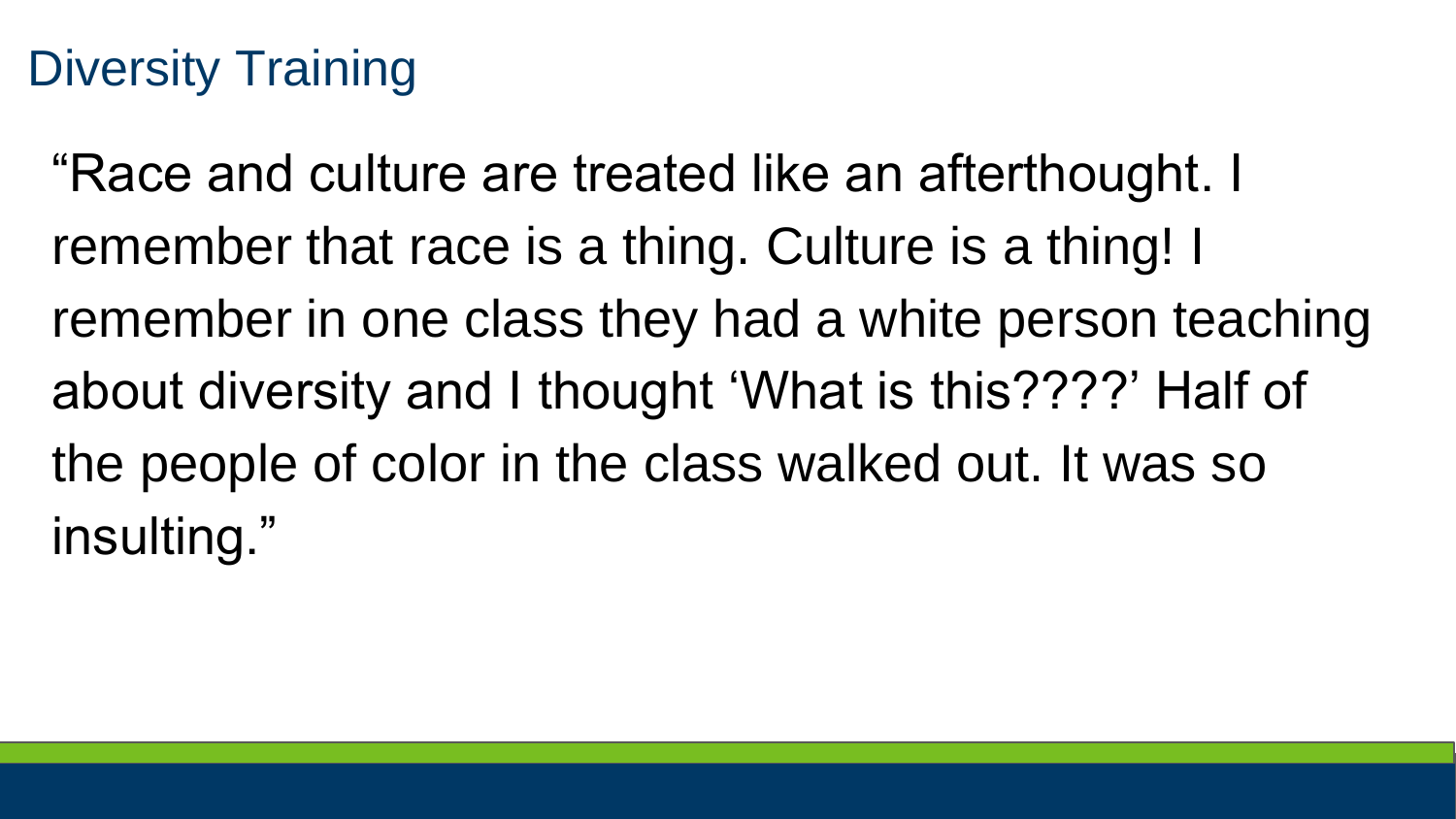# Diversity Training

"Race and culture are treated like an afterthought. I remember that race is a thing. Culture is a thing! I remember in one class they had a white person teaching about diversity and I thought 'What is this????' Half of the people of color in the class walked out. It was so insulting."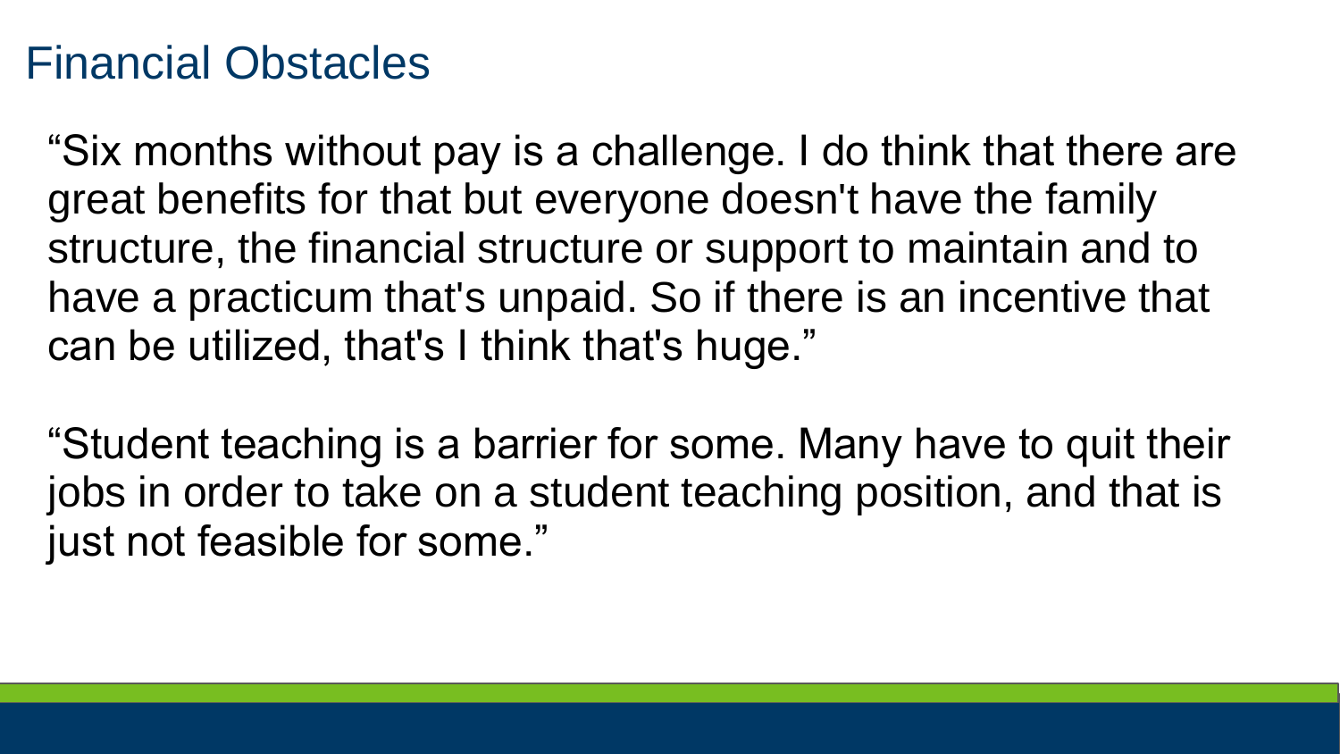# Financial Obstacles

"Six months without pay is a challenge. I do think that there are great benefits for that but everyone doesn't have the family structure, the financial structure or support to maintain and to have a practicum that's unpaid. So if there is an incentive that can be utilized, that's I think that's huge."

"Student teaching is a barrier for some. Many have to quit their jobs in order to take on a student teaching position, and that is just not feasible for some."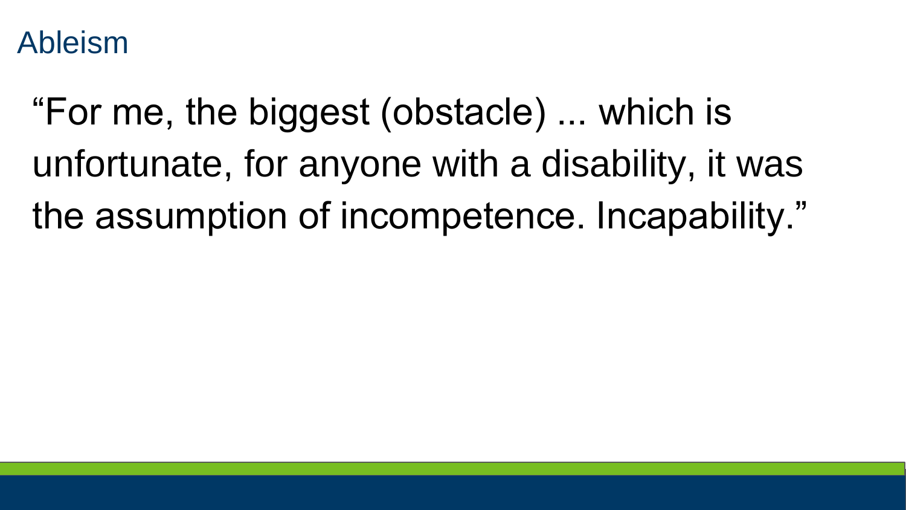# Ableism

"For me, the biggest (obstacle) ... which is unfortunate, for anyone with a disability, it was the assumption of incompetence. Incapability."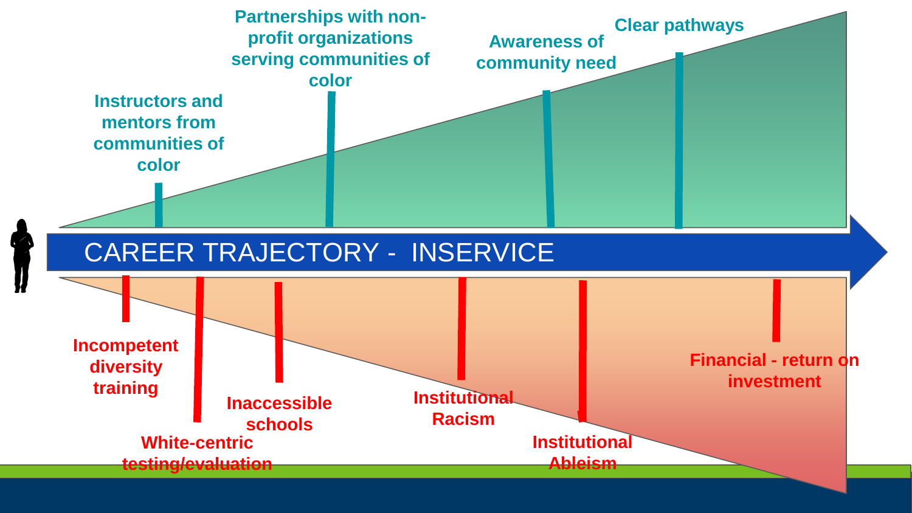# CAREER TRAJECTORY - INSERVICE

Instructors and mentors from communities of color

Partnerships with non-profit organizations serving communities of color

Awareness of community need

Clear pathways

Incompetent diversity training

White-centric testing/evaluation

Inaccessible schools

Institutional Racism

Institutional Ableism

Financial - return on investment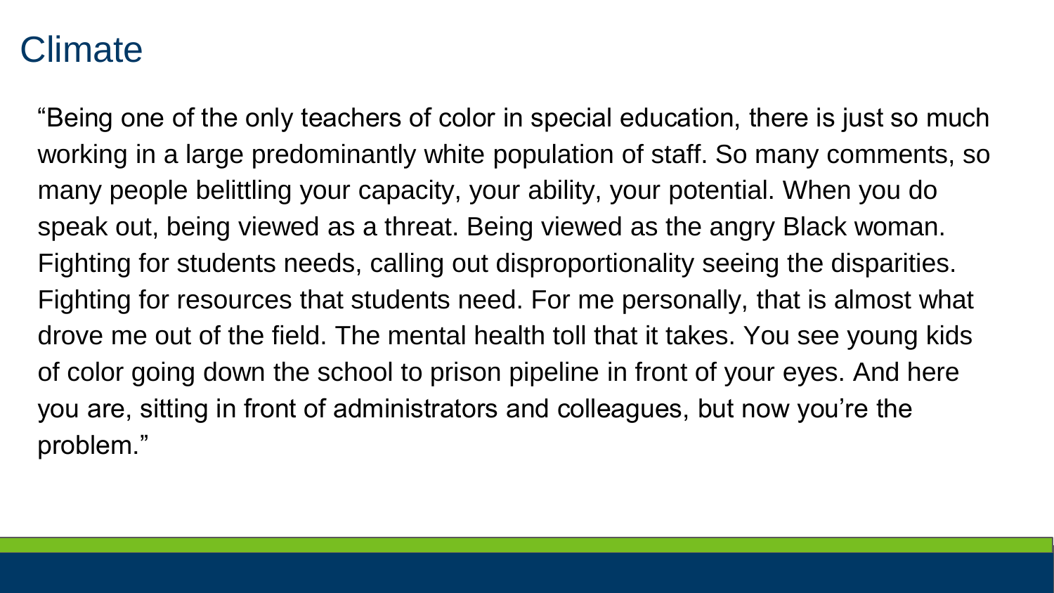# Climate

"Being one of the only teachers of color in special education, there is just so much working in a large predominantly white population of staff. So many comments, so many people belittling your capacity, your ability, your potential. When you do speak out, being viewed as a threat. Being viewed as the angry Black woman. Fighting for students needs, calling out disproportionality seeing the disparities. Fighting for resources that students need. For me personally, that is almost what drove me out of the field. The mental health toll that it takes. You see young kids of color going down the school to prison pipeline in front of your eyes. And here you are, sitting in front of administrators and colleagues, but now you're the problem."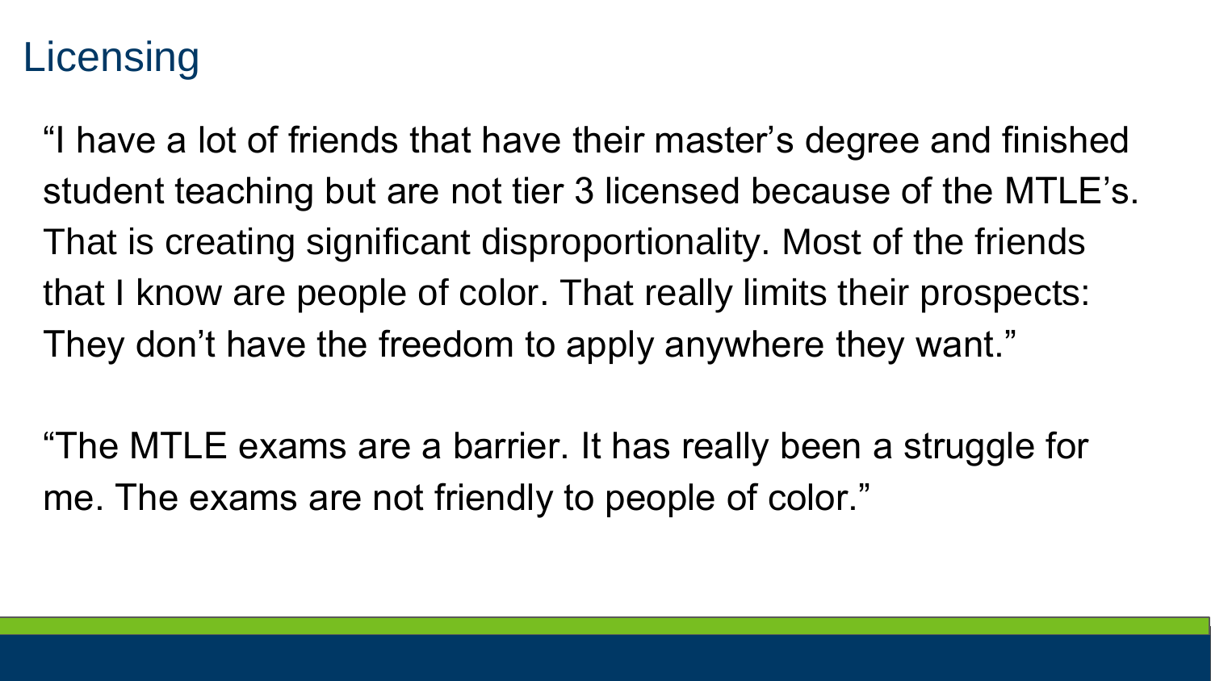# Licensing

"I have a lot of friends that have their master's degree and finished student teaching but are not tier 3 licensed because of the MTLE's. That is creating significant disproportionality. Most of the friends that I know are people of color. That really limits their prospects: They don't have the freedom to apply anywhere they want."

"The MTLE exams are a barrier. It has really been a struggle for me. The exams are not friendly to people of color."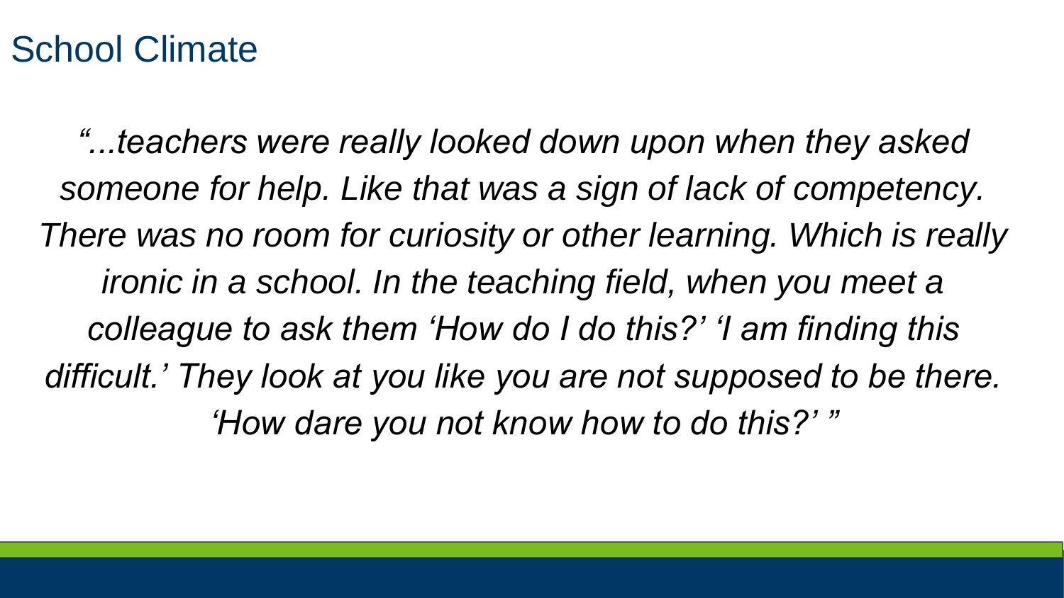# School Climate

*"...teachers were really looked down upon when they asked someone for help. Like that was a sign of lack of competency. There was no room for curiosity or other learning. Which is really ironic in a school. In the teaching field, when you meet a colleague to ask them 'How do I do this?' 'I am finding this difficult.' They look at you like you are not supposed to be there. 'How dare you not know how to do this?' "*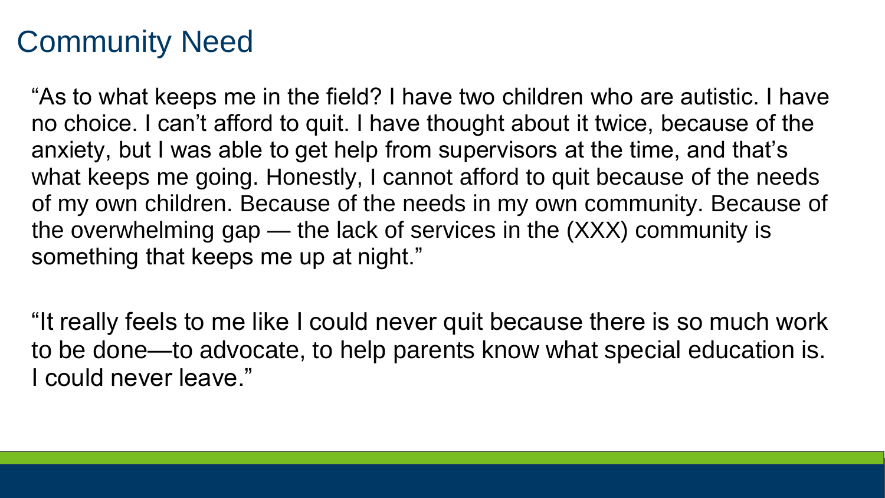# Community Need

“As to what keeps me in the field? I have two children who are autistic. I have no choice. I can’t afford to quit. I have thought about it twice, because of the anxiety, but I was able to get help from supervisors at the time, and that’s what keeps me going. Honestly, I cannot afford to quit because of the needs of my own children. Because of the needs in my own community. Because of the overwhelming gap — the lack of services in the (XXX) community is something that keeps me up at night.”

“It really feels to me like I could never quit because there is so much work to be done—to advocate, to help parents know what special education is. I could never leave.”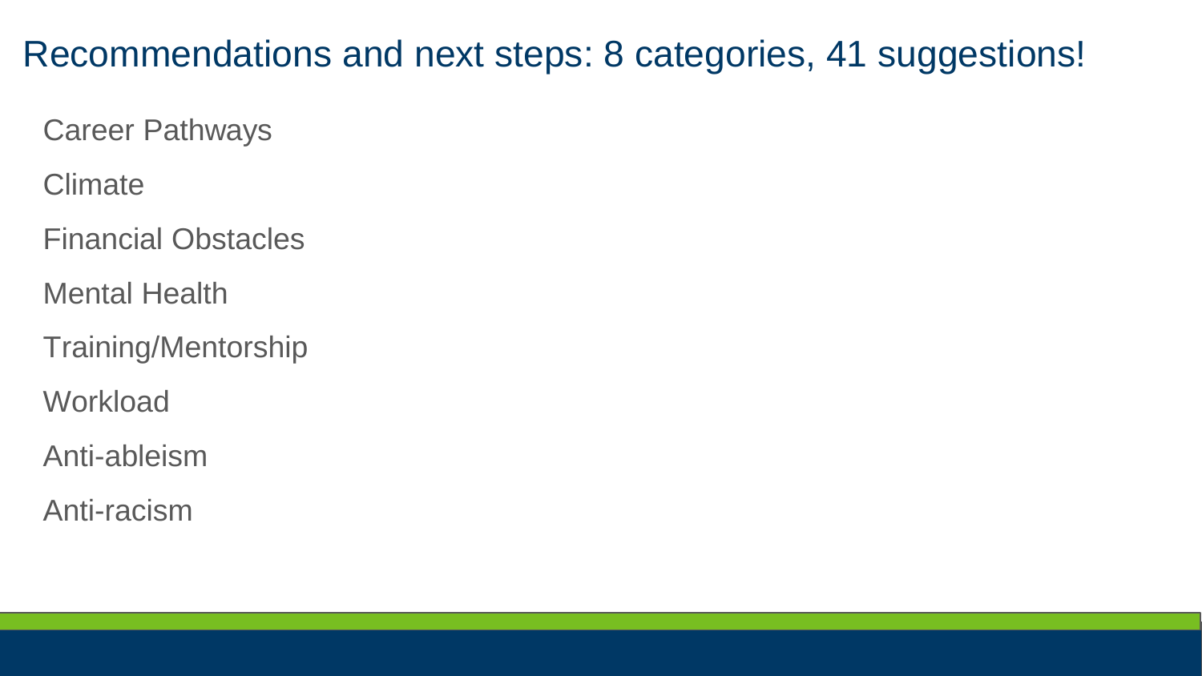# Recommendations and next steps: 8 categories, 41 suggestions!

- Career Pathways
- Climate
- Financial Obstacles
- Mental Health
- Training/Mentorship
- Workload
- Anti-ableism
- Anti-racism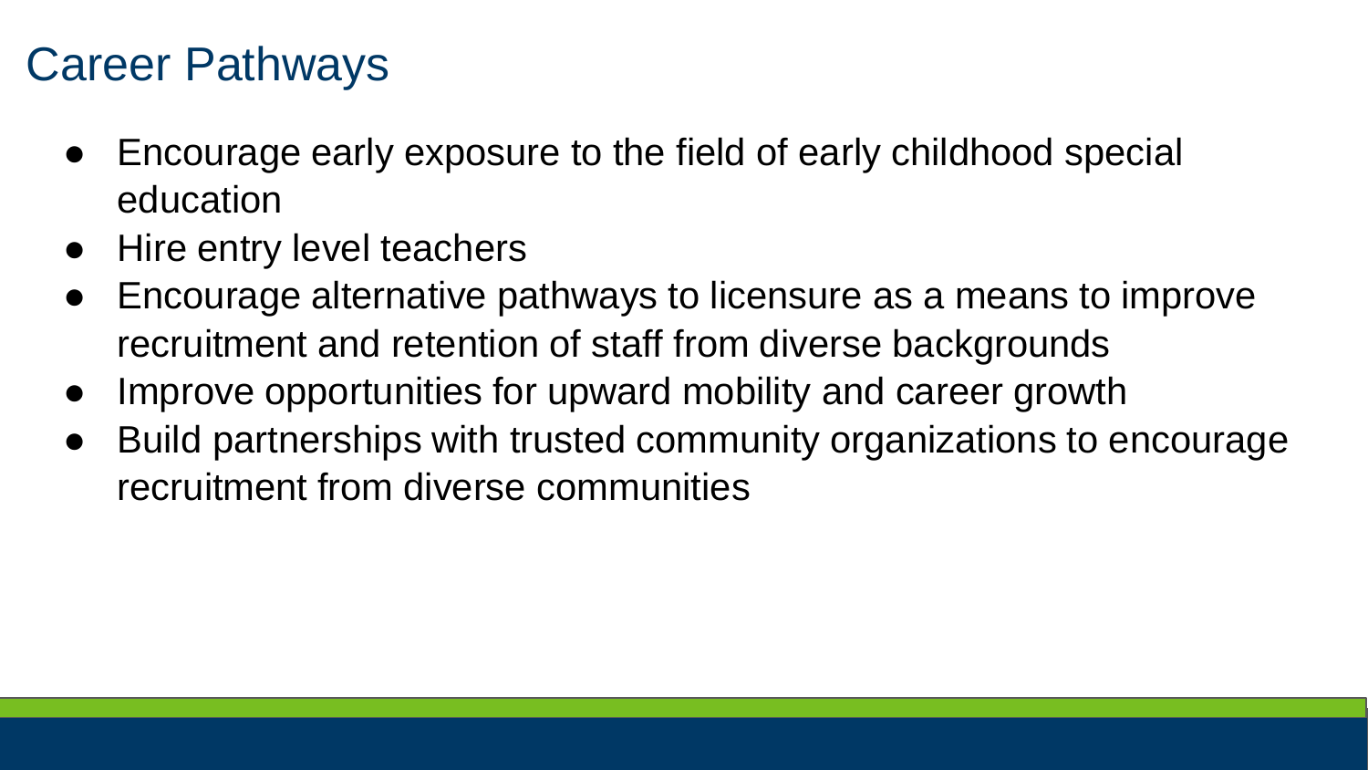# Career Pathways

- Encourage early exposure to the field of early childhood special education
- Hire entry level teachers
- Encourage alternative pathways to licensure as a means to improve recruitment and retention of staff from diverse backgrounds
- Improve opportunities for upward mobility and career growth
- Build partnerships with trusted community organizations to encourage recruitment from diverse communities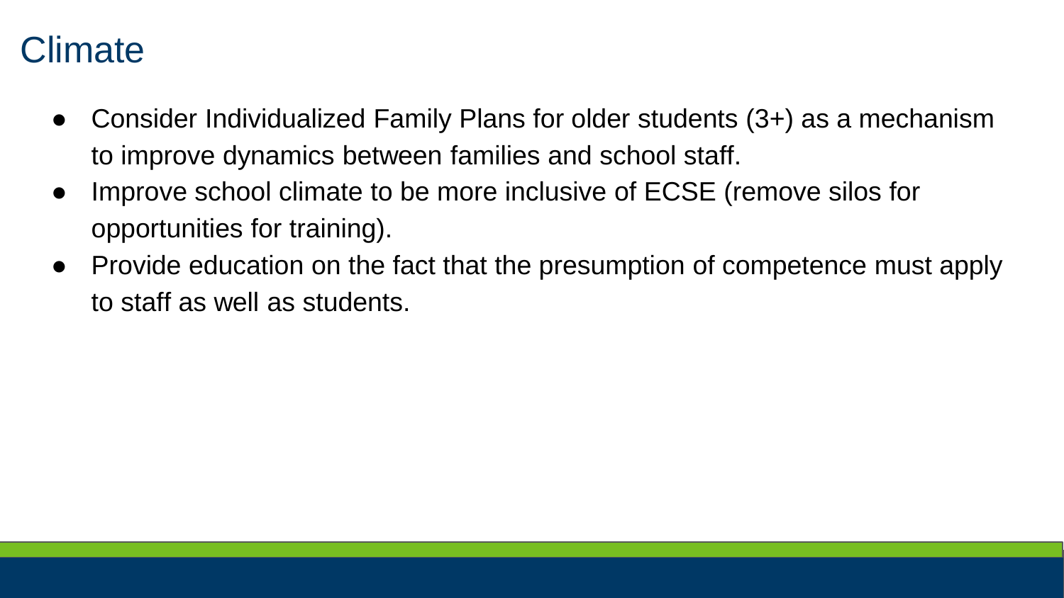# Climate

- Consider Individualized Family Plans for older students (3+) as a mechanism to improve dynamics between families and school staff.
- Improve school climate to be more inclusive of ECSE (remove silos for opportunities for training).
- Provide education on the fact that the presumption of competence must apply to staff as well as students.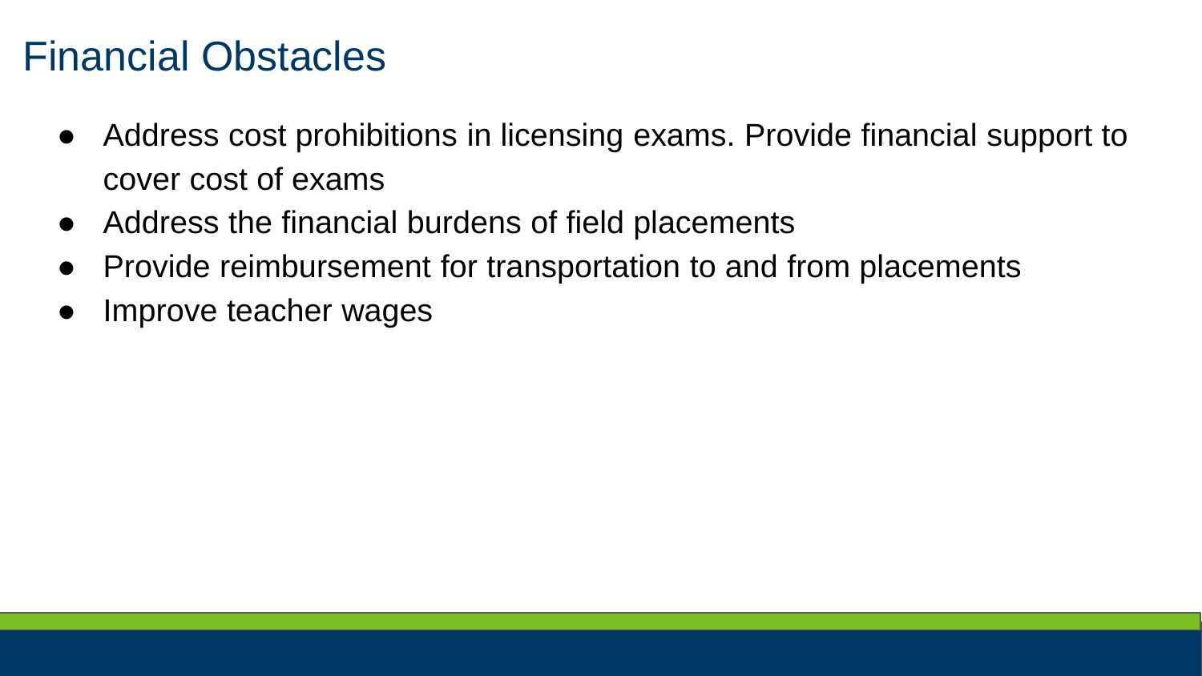# Financial Obstacles

- Address cost prohibitions in licensing exams. Provide financial support to cover cost of exams
- Address the financial burdens of field placements
- Provide reimbursement for transportation to and from placements
- Improve teacher wages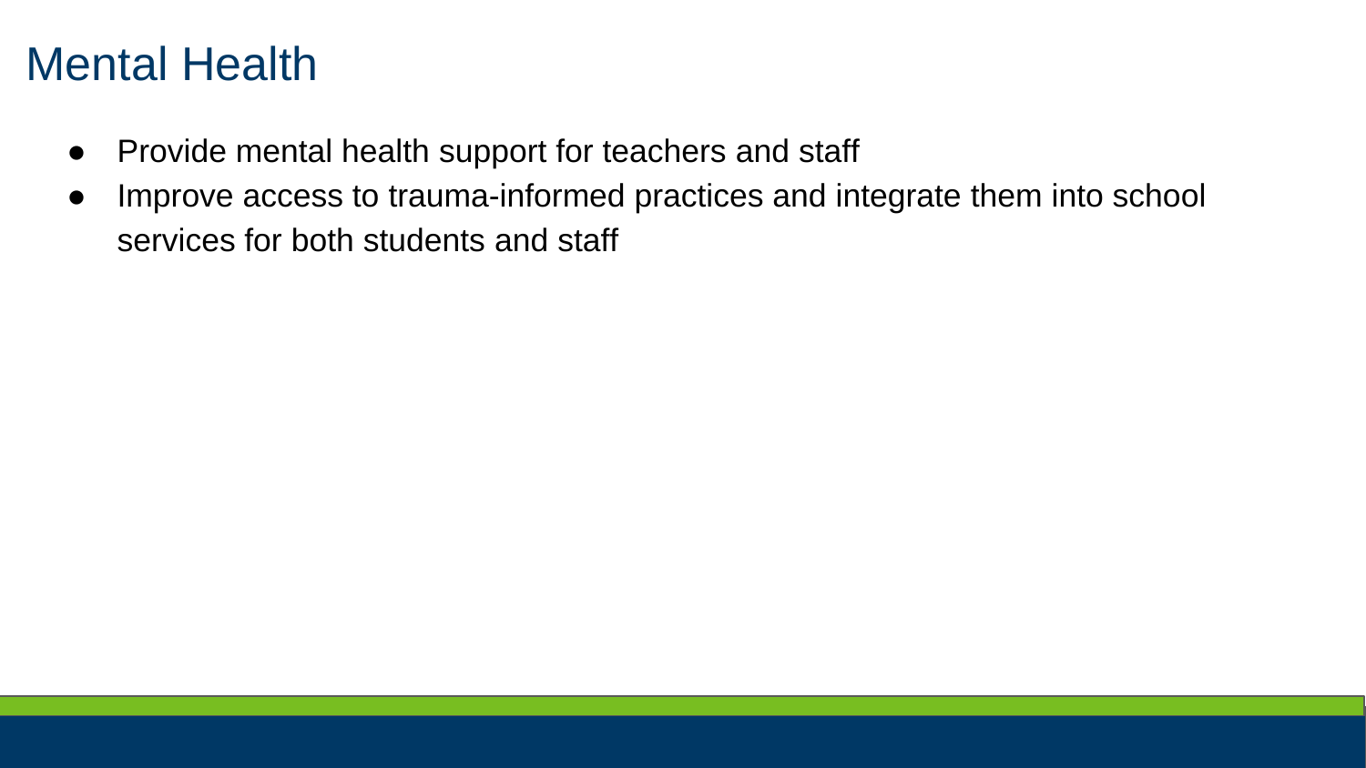# Mental Health

- Provide mental health support for teachers and staff
- Improve access to trauma-informed practices and integrate them into school services for both students and staff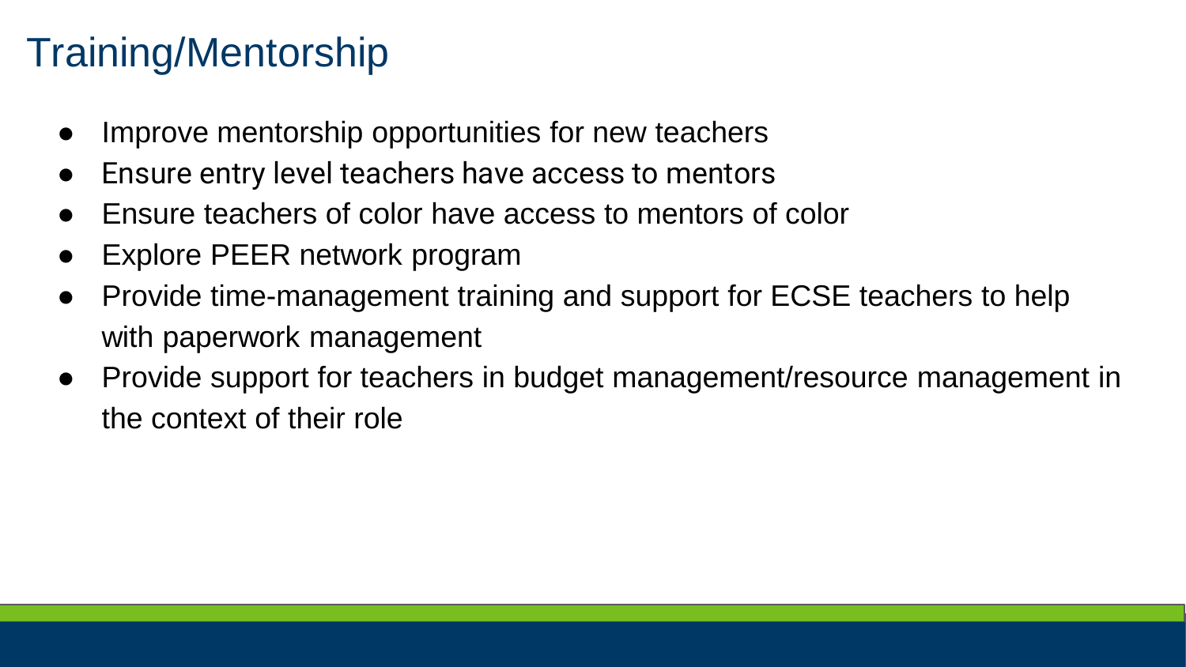# Training/Mentorship

- Improve mentorship opportunities for new teachers
- Ensure entry level teachers have access to mentors
- Ensure teachers of color have access to mentors of color
- Explore PEER network program
- Provide time-management training and support for ECSE teachers to help with paperwork management
- Provide support for teachers in budget management/resource management in the context of their role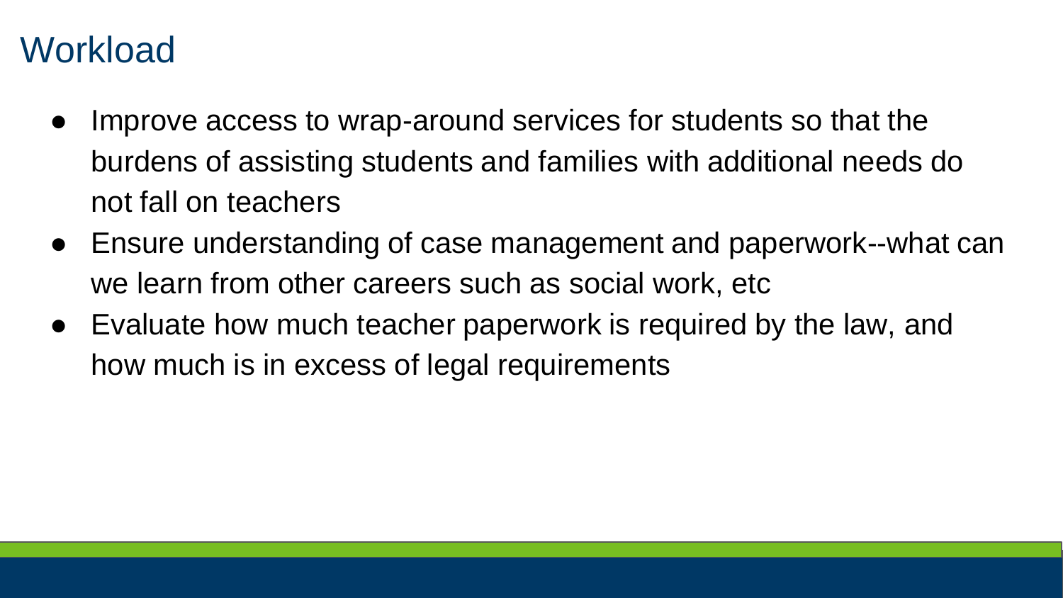# Workload

- Improve access to wrap-around services for students so that the burdens of assisting students and families with additional needs do not fall on teachers
- Ensure understanding of case management and paperwork--what can we learn from other careers such as social work, etc
- Evaluate how much teacher paperwork is required by the law, and how much is in excess of legal requirements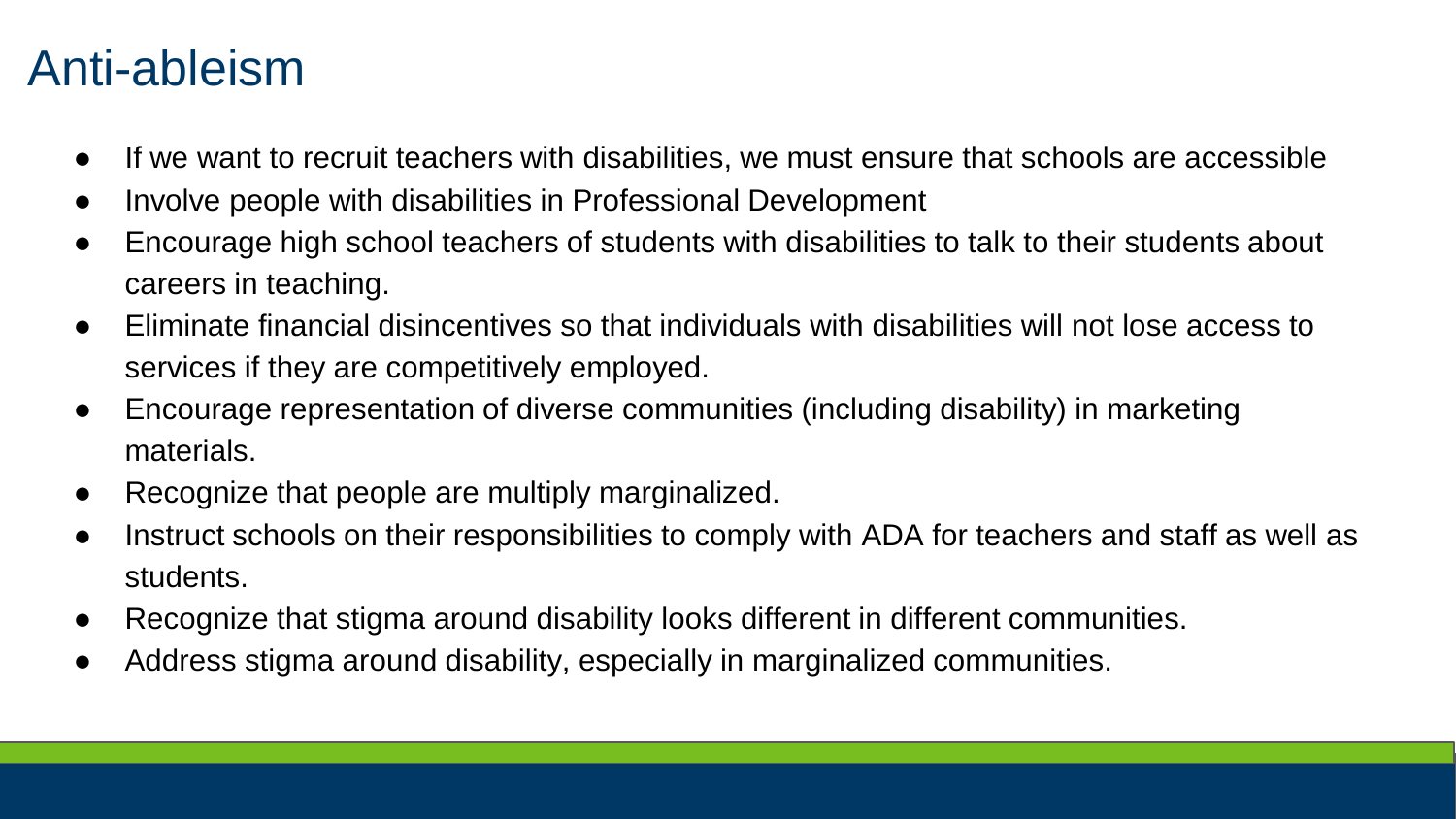# Anti-ableism

- If we want to recruit teachers with disabilities, we must ensure that schools are accessible
- Involve people with disabilities in Professional Development
- Encourage high school teachers of students with disabilities to talk to their students about careers in teaching.
- Eliminate financial disincentives so that individuals with disabilities will not lose access to services if they are competitively employed.
- Encourage representation of diverse communities (including disability) in marketing materials.
- Recognize that people are multiply marginalized.
- Instruct schools on their responsibilities to comply with ADA for teachers and staff as well as students.
- Recognize that stigma around disability looks different in different communities.
- Address stigma around disability, especially in marginalized communities.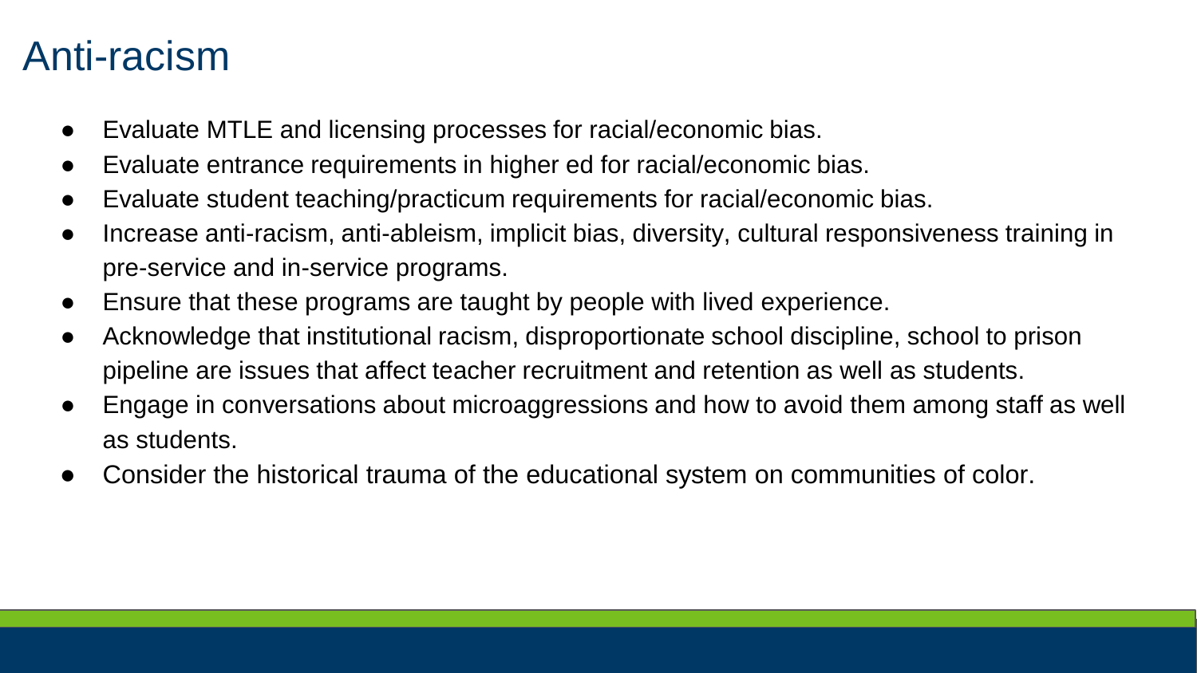# Anti-racism

- Evaluate MTLE and licensing processes for racial/economic bias.
- Evaluate entrance requirements in higher ed for racial/economic bias.
- Evaluate student teaching/practicum requirements for racial/economic bias.
- Increase anti-racism, anti-ableism, implicit bias, diversity, cultural responsiveness training in pre-service and in-service programs.
- Ensure that these programs are taught by people with lived experience.
- Acknowledge that institutional racism, disproportionate school discipline, school to prison pipeline are issues that affect teacher recruitment and retention as well as students.
- Engage in conversations about microaggressions and how to avoid them among staff as well as students.
- Consider the historical trauma of the educational system on communities of color.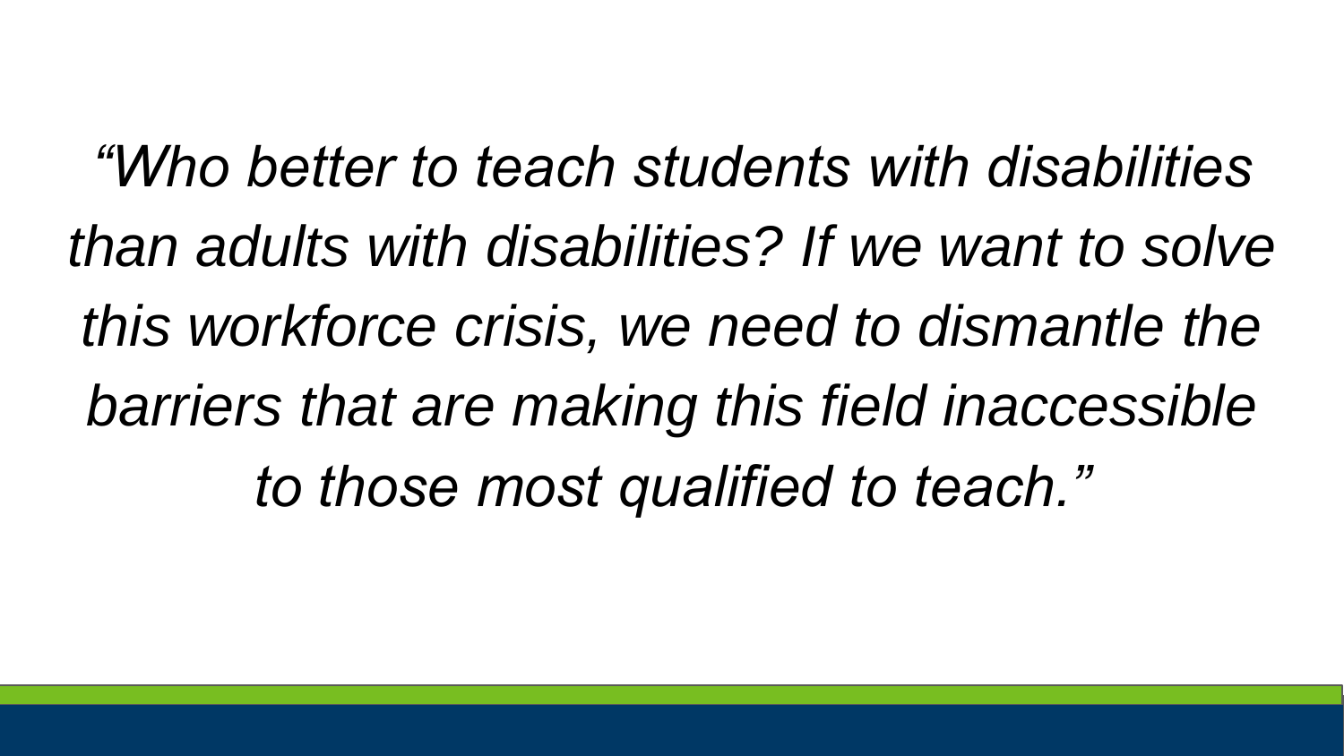*"Who better to teach students with disabilities than adults with disabilities? If we want to solve this workforce crisis, we need to dismantle the barriers that are making this field inaccessible to those most qualified to teach."*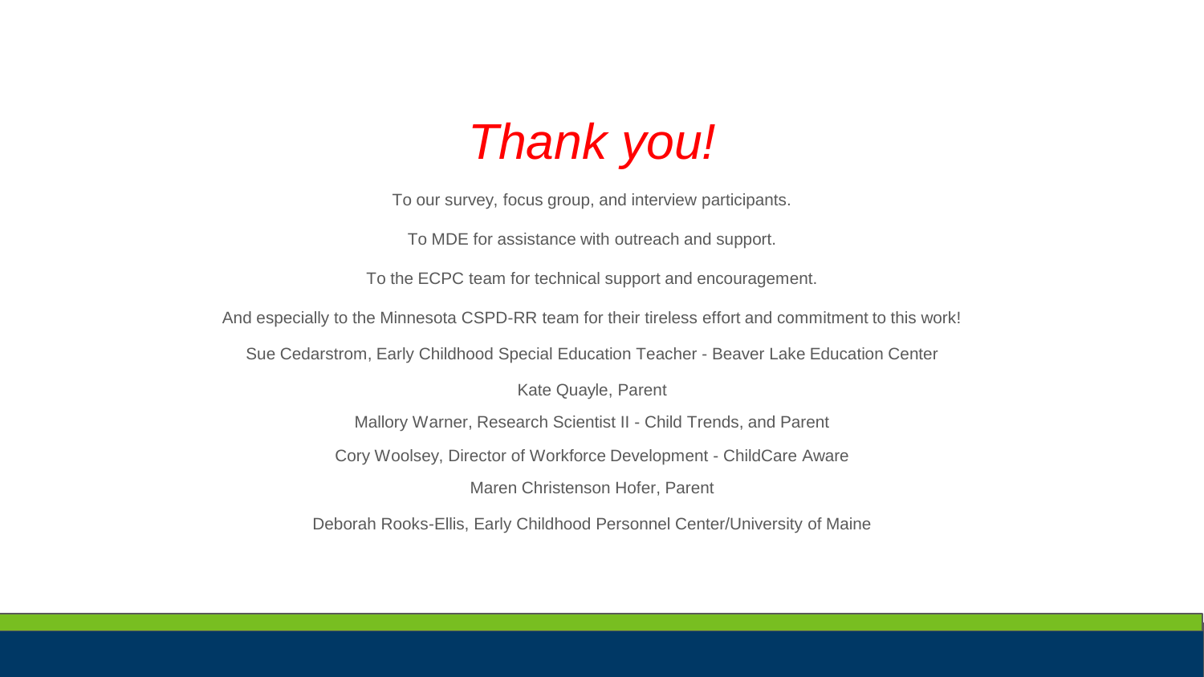# *Thank you!*

To our survey, focus group, and interview participants.

To MDE for assistance with outreach and support.

To the ECPC team for technical support and encouragement.

And especially to the Minnesota CSPD-RR team for their tireless effort and commitment to this work!

Sue Cedarstrom, Early Childhood Special Education Teacher - Beaver Lake Education Center

Kate Quayle, Parent

Mallory Warner, Research Scientist II - Child Trends, and Parent

Cory Woolsey, Director of Workforce Development - ChildCare Aware

Maren Christenson Hofer, Parent

Deborah Rooks-Ellis, Early Childhood Personnel Center/University of Maine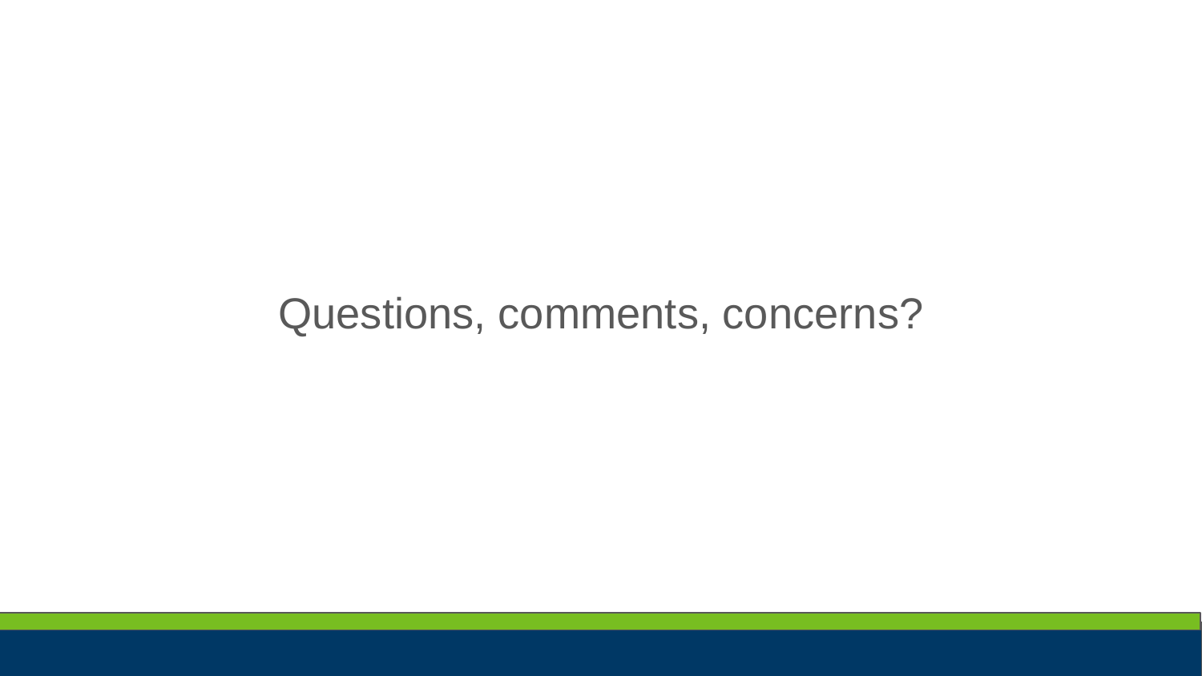Questions, comments, concerns?